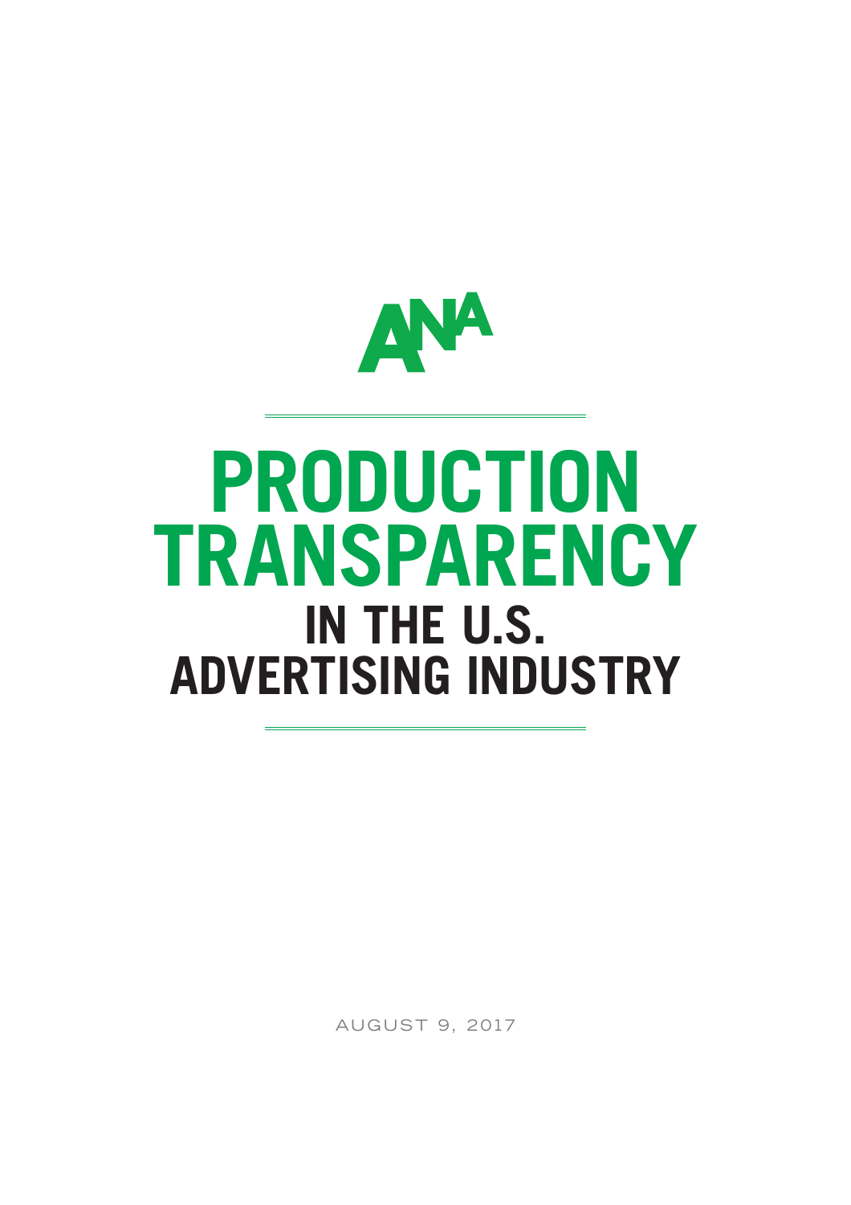ANA

# PRODUCTION TRANSPARENCY IN THE U.S. ADVERTISING INDUSTRY

AUGUST 9, 2017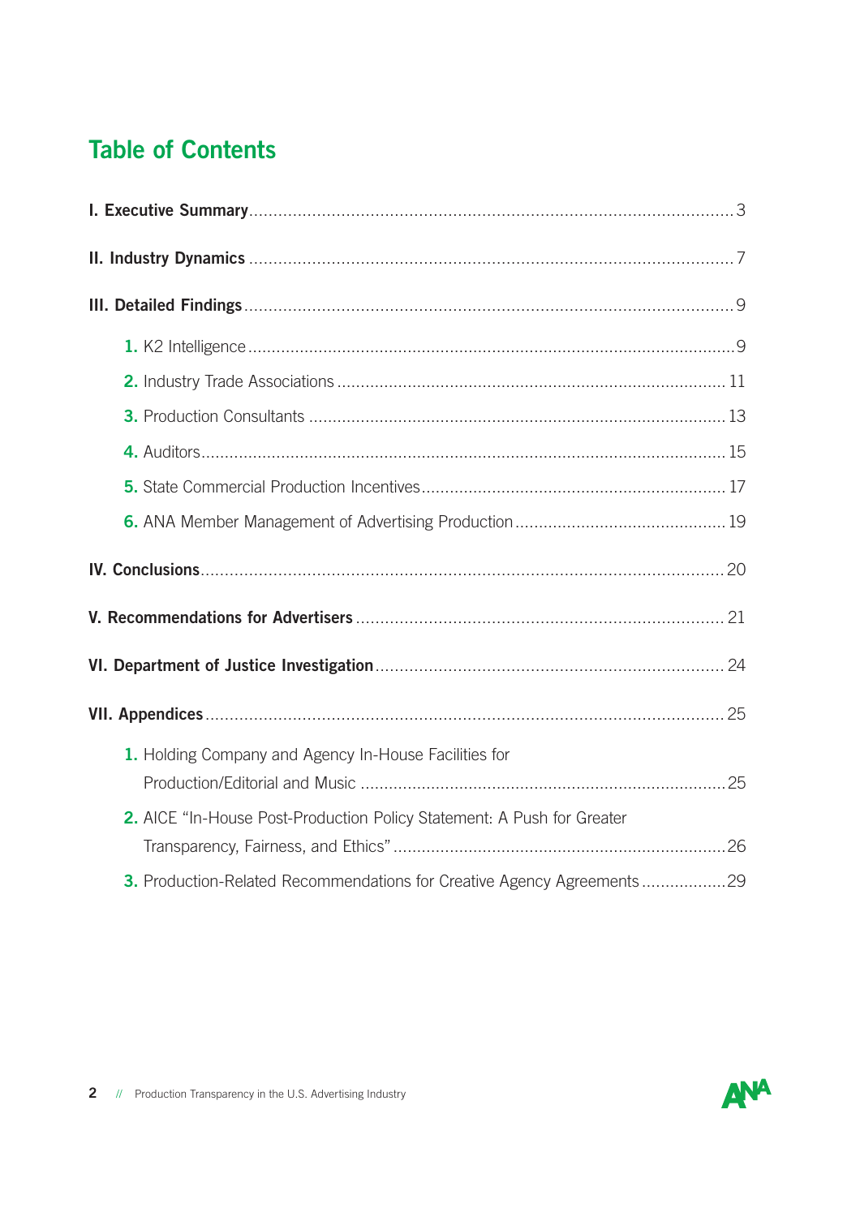# Table of Contents

**I. Executive Summary** .......... 3

**II. Industry Dynamics** .......... 7

**III. Detailed Findings** .......... 9

1. K2 Intelligence .......... 9
2. Industry Trade Associations .......... 11
3. Production Consultants .......... 13
4. Auditors .......... 15
5. State Commercial Production Incentives .......... 17
6. ANA Member Management of Advertising Production .......... 19

**IV. Conclusions** .......... 20

**V. Recommendations for Advertisers** .......... 21

**VI. Department of Justice Investigation** .......... 24

**VII. Appendices** .......... 25

1. Holding Company and Agency In-House Facilities for Production/Editorial and Music .......... 25
2. AICE "In-House Post-Production Policy Statement: A Push for Greater Transparency, Fairness, and Ethics" .......... 26
3. Production-Related Recommendations for Creative Agency Agreements .......... 29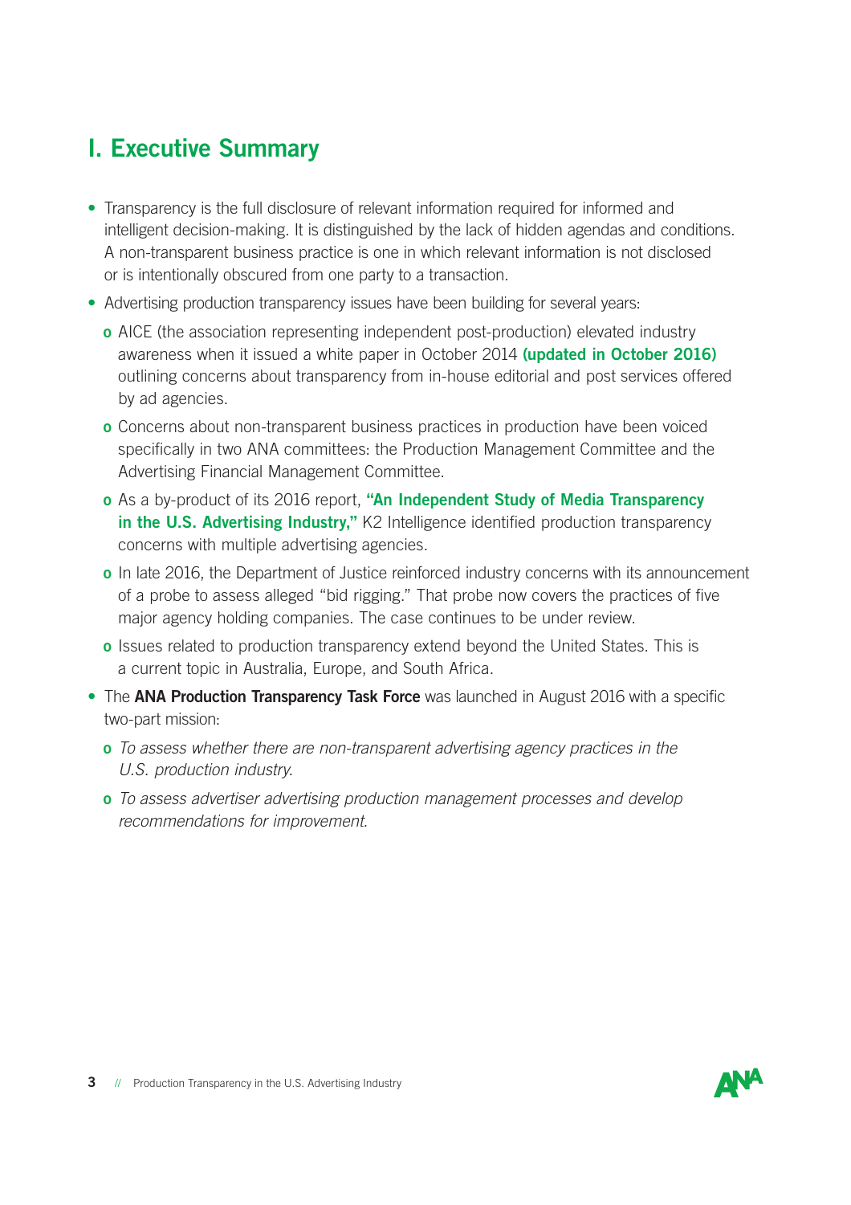# I. Executive Summary

- Transparency is the full disclosure of relevant information required for informed and intelligent decision-making. It is distinguished by the lack of hidden agendas and conditions. A non-transparent business practice is one in which relevant information is not disclosed or is intentionally obscured from one party to a transaction.
- Advertising production transparency issues have been building for several years:
  - AICE (the association representing independent post-production) elevated industry awareness when it issued a white paper in October 2014 **(updated in October 2016)** outlining concerns about transparency from in-house editorial and post services offered by ad agencies.
  - Concerns about non-transparent business practices in production have been voiced specifically in two ANA committees: the Production Management Committee and the Advertising Financial Management Committee.
  - As a by-product of its 2016 report, **"An Independent Study of Media Transparency in the U.S. Advertising Industry,"** K2 Intelligence identified production transparency concerns with multiple advertising agencies.
  - In late 2016, the Department of Justice reinforced industry concerns with its announcement of a probe to assess alleged "bid rigging." That probe now covers the practices of five major agency holding companies. The case continues to be under review.
  - Issues related to production transparency extend beyond the United States. This is a current topic in Australia, Europe, and South Africa.
- The **ANA Production Transparency Task Force** was launched in August 2016 with a specific two-part mission:
  - *To assess whether there are non-transparent advertising agency practices in the U.S. production industry.*
  - *To assess advertiser advertising production management processes and develop recommendations for improvement.*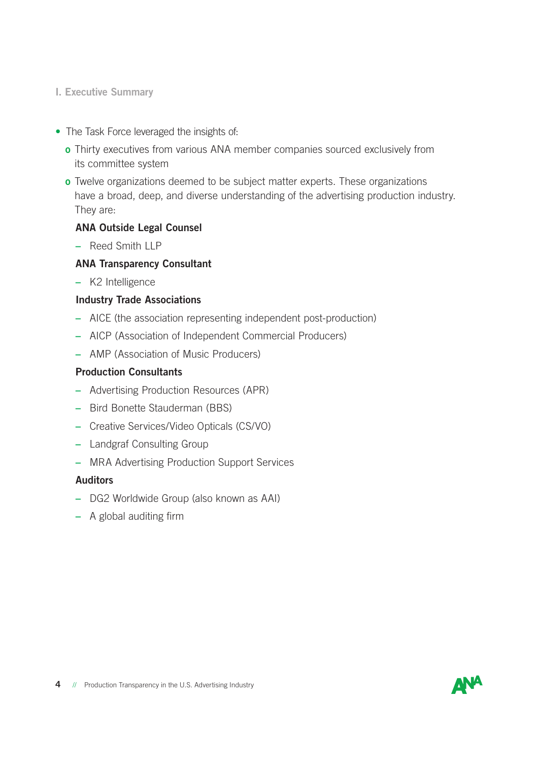## I. Executive Summary

- The Task Force leveraged the insights of:
  - Thirty executives from various ANA member companies sourced exclusively from its committee system
  - Twelve organizations deemed to be subject matter experts. These organizations have a broad, deep, and diverse understanding of the advertising production industry. They are:

    **ANA Outside Legal Counsel**

    - Reed Smith LLP

    **ANA Transparency Consultant**

    - K2 Intelligence

    **Industry Trade Associations**

    - AICE (the association representing independent post-production)
    - AICP (Association of Independent Commercial Producers)
    - AMP (Association of Music Producers)

    **Production Consultants**

    - Advertising Production Resources (APR)
    - Bird Bonette Stauderman (BBS)
    - Creative Services/Video Opticals (CS/VO)
    - Landgraf Consulting Group
    - MRA Advertising Production Support Services

    **Auditors**

    - DG2 Worldwide Group (also known as AAI)
    - A global auditing firm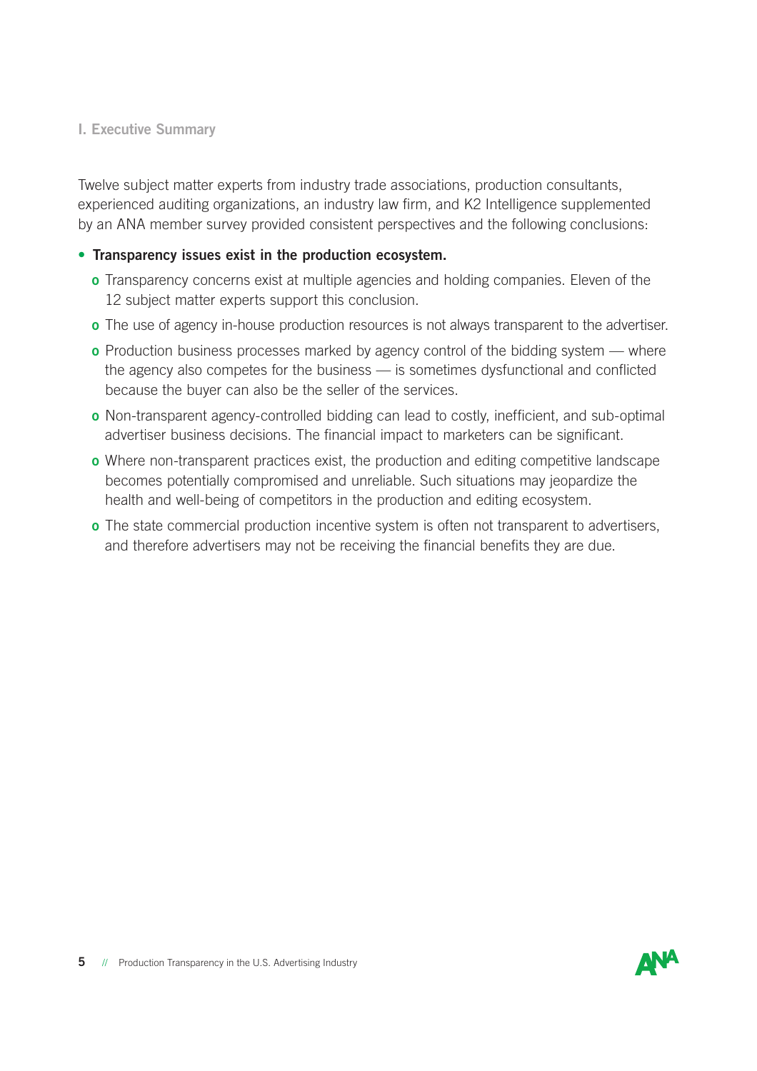## I. Executive Summary

Twelve subject matter experts from industry trade associations, production consultants, experienced auditing organizations, an industry law firm, and K2 Intelligence supplemented by an ANA member survey provided consistent perspectives and the following conclusions:

- **Transparency issues exist in the production ecosystem.**
  - Transparency concerns exist at multiple agencies and holding companies. Eleven of the 12 subject matter experts support this conclusion.
  - The use of agency in-house production resources is not always transparent to the advertiser.
  - Production business processes marked by agency control of the bidding system — where the agency also competes for the business — is sometimes dysfunctional and conflicted because the buyer can also be the seller of the services.
  - Non-transparent agency-controlled bidding can lead to costly, inefficient, and sub-optimal advertiser business decisions. The financial impact to marketers can be significant.
  - Where non-transparent practices exist, the production and editing competitive landscape becomes potentially compromised and unreliable. Such situations may jeopardize the health and well-being of competitors in the production and editing ecosystem.
  - The state commercial production incentive system is often not transparent to advertisers, and therefore advertisers may not be receiving the financial benefits they are due.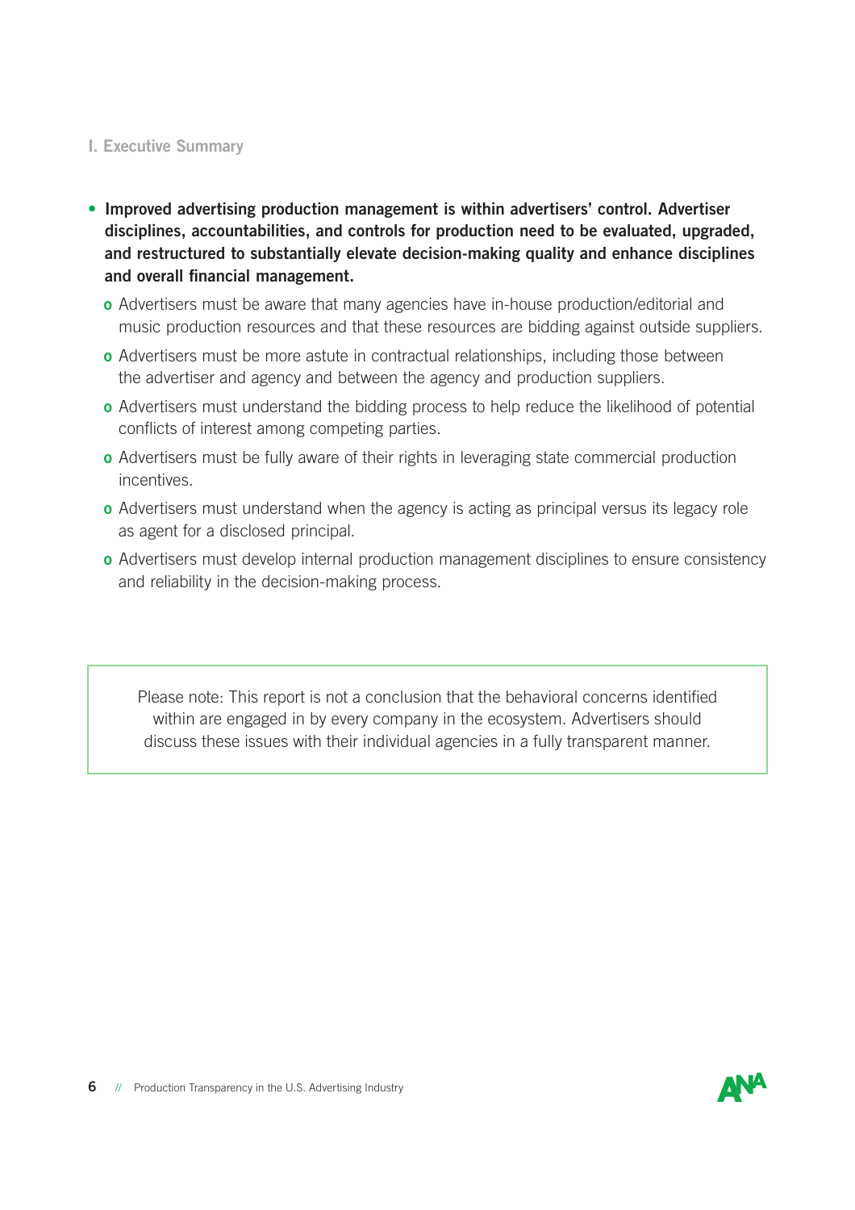I. Executive Summary

- **Improved advertising production management is within advertisers' control. Advertiser disciplines, accountabilities, and controls for production need to be evaluated, upgraded, and restructured to substantially elevate decision-making quality and enhance disciplines and overall financial management.**
  - Advertisers must be aware that many agencies have in-house production/editorial and music production resources and that these resources are bidding against outside suppliers.
  - Advertisers must be more astute in contractual relationships, including those between the advertiser and agency and between the agency and production suppliers.
  - Advertisers must understand the bidding process to help reduce the likelihood of potential conflicts of interest among competing parties.
  - Advertisers must be fully aware of their rights in leveraging state commercial production incentives.
  - Advertisers must understand when the agency is acting as principal versus its legacy role as agent for a disclosed principal.
  - Advertisers must develop internal production management disciplines to ensure consistency and reliability in the decision-making process.

> Please note: This report is not a conclusion that the behavioral concerns identified within are engaged in by every company in the ecosystem. Advertisers should discuss these issues with their individual agencies in a fully transparent manner.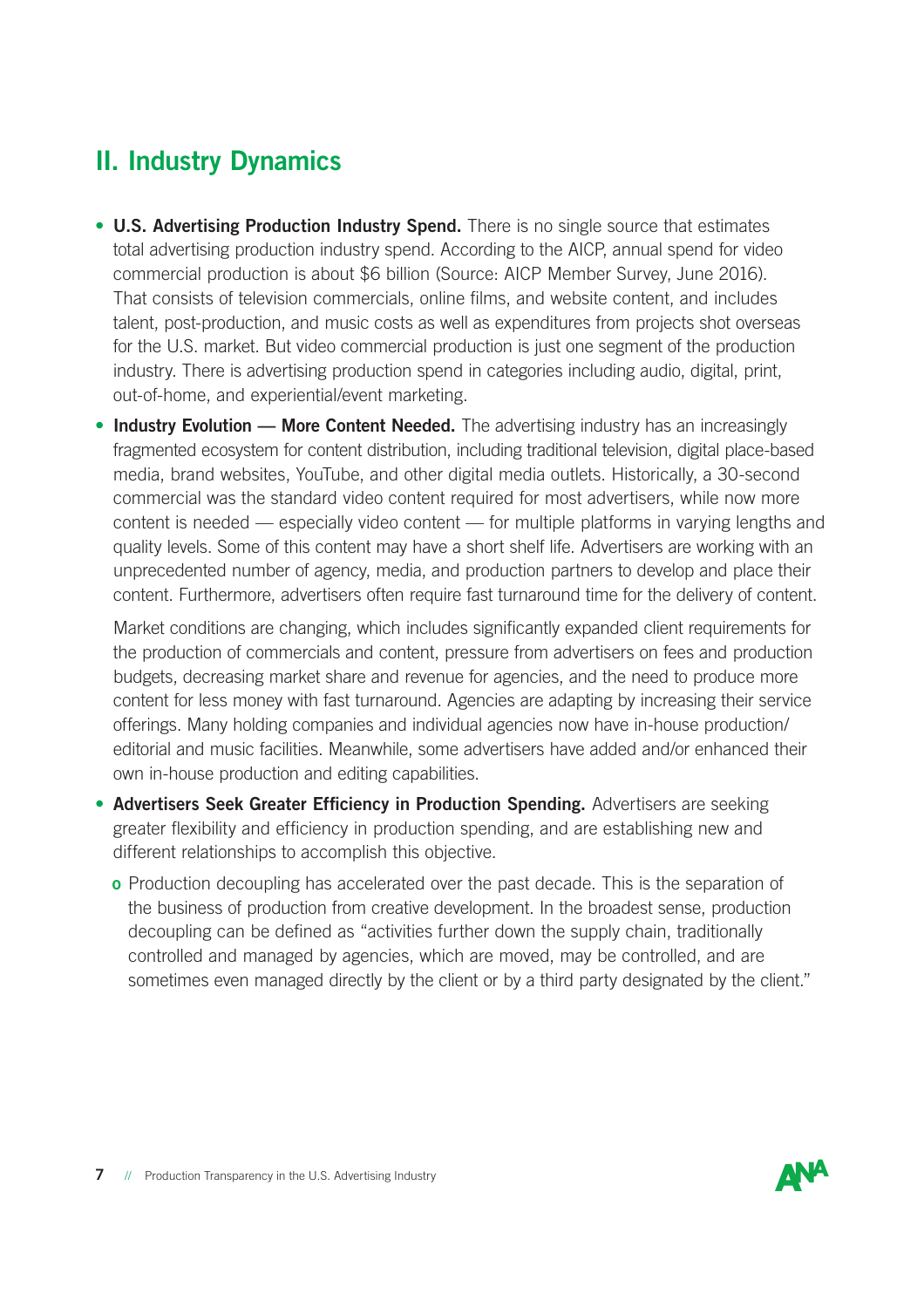## II. Industry Dynamics

- **U.S. Advertising Production Industry Spend.** There is no single source that estimates total advertising production industry spend. According to the AICP, annual spend for video commercial production is about $6 billion (Source: AICP Member Survey, June 2016). That consists of television commercials, online films, and website content, and includes talent, post-production, and music costs as well as expenditures from projects shot overseas for the U.S. market. But video commercial production is just one segment of the production industry. There is advertising production spend in categories including audio, digital, print, out-of-home, and experiential/event marketing.
- **Industry Evolution — More Content Needed.** The advertising industry has an increasingly fragmented ecosystem for content distribution, including traditional television, digital place-based media, brand websites, YouTube, and other digital media outlets. Historically, a 30-second commercial was the standard video content required for most advertisers, while now more content is needed — especially video content — for multiple platforms in varying lengths and quality levels. Some of this content may have a short shelf life. Advertisers are working with an unprecedented number of agency, media, and production partners to develop and place their content. Furthermore, advertisers often require fast turnaround time for the delivery of content.

  Market conditions are changing, which includes significantly expanded client requirements for the production of commercials and content, pressure from advertisers on fees and production budgets, decreasing market share and revenue for agencies, and the need to produce more content for less money with fast turnaround. Agencies are adapting by increasing their service offerings. Many holding companies and individual agencies now have in-house production/editorial and music facilities. Meanwhile, some advertisers have added and/or enhanced their own in-house production and editing capabilities.
- **Advertisers Seek Greater Efficiency in Production Spending.** Advertisers are seeking greater flexibility and efficiency in production spending, and are establishing new and different relationships to accomplish this objective.
  - Production decoupling has accelerated over the past decade. This is the separation of the business of production from creative development. In the broadest sense, production decoupling can be defined as "activities further down the supply chain, traditionally controlled and managed by agencies, which are moved, may be controlled, and are sometimes even managed directly by the client or by a third party designated by the client."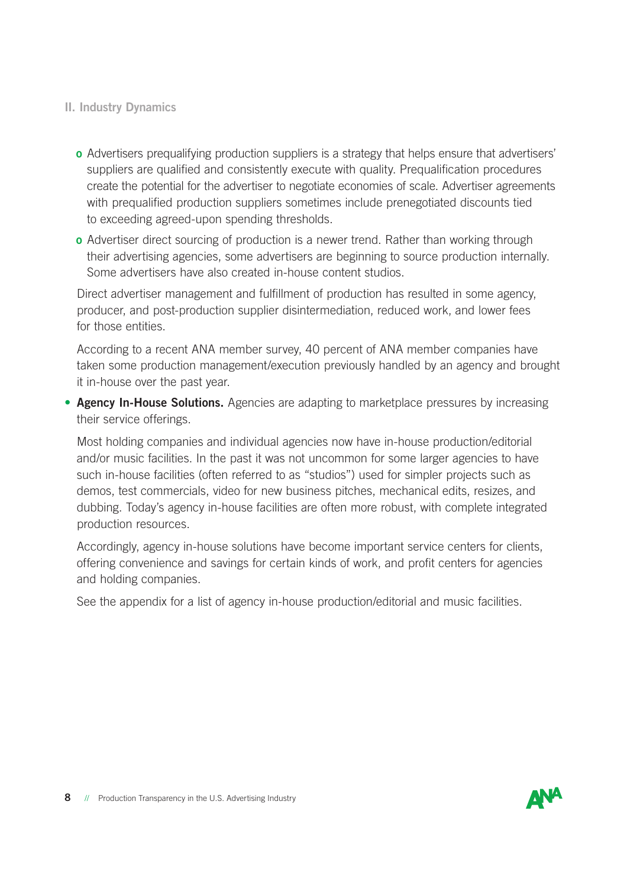## II. Industry Dynamics

  - Advertisers prequalifying production suppliers is a strategy that helps ensure that advertisers' suppliers are qualified and consistently execute with quality. Prequalification procedures create the potential for the advertiser to negotiate economies of scale. Advertiser agreements with prequalified production suppliers sometimes include prenegotiated discounts tied to exceeding agreed-upon spending thresholds.
  - Advertiser direct sourcing of production is a newer trend. Rather than working through their advertising agencies, some advertisers are beginning to source production internally. Some advertisers have also created in-house content studios.

  Direct advertiser management and fulfillment of production has resulted in some agency, producer, and post-production supplier disintermediation, reduced work, and lower fees for those entities.

  According to a recent ANA member survey, 40 percent of ANA member companies have taken some production management/execution previously handled by an agency and brought it in-house over the past year.

- **Agency In-House Solutions.** Agencies are adapting to marketplace pressures by increasing their service offerings.

  Most holding companies and individual agencies now have in-house production/editorial and/or music facilities. In the past it was not uncommon for some larger agencies to have such in-house facilities (often referred to as "studios") used for simpler projects such as demos, test commercials, video for new business pitches, mechanical edits, resizes, and dubbing. Today's agency in-house facilities are often more robust, with complete integrated production resources.

  Accordingly, agency in-house solutions have become important service centers for clients, offering convenience and savings for certain kinds of work, and profit centers for agencies and holding companies.

  See the appendix for a list of agency in-house production/editorial and music facilities.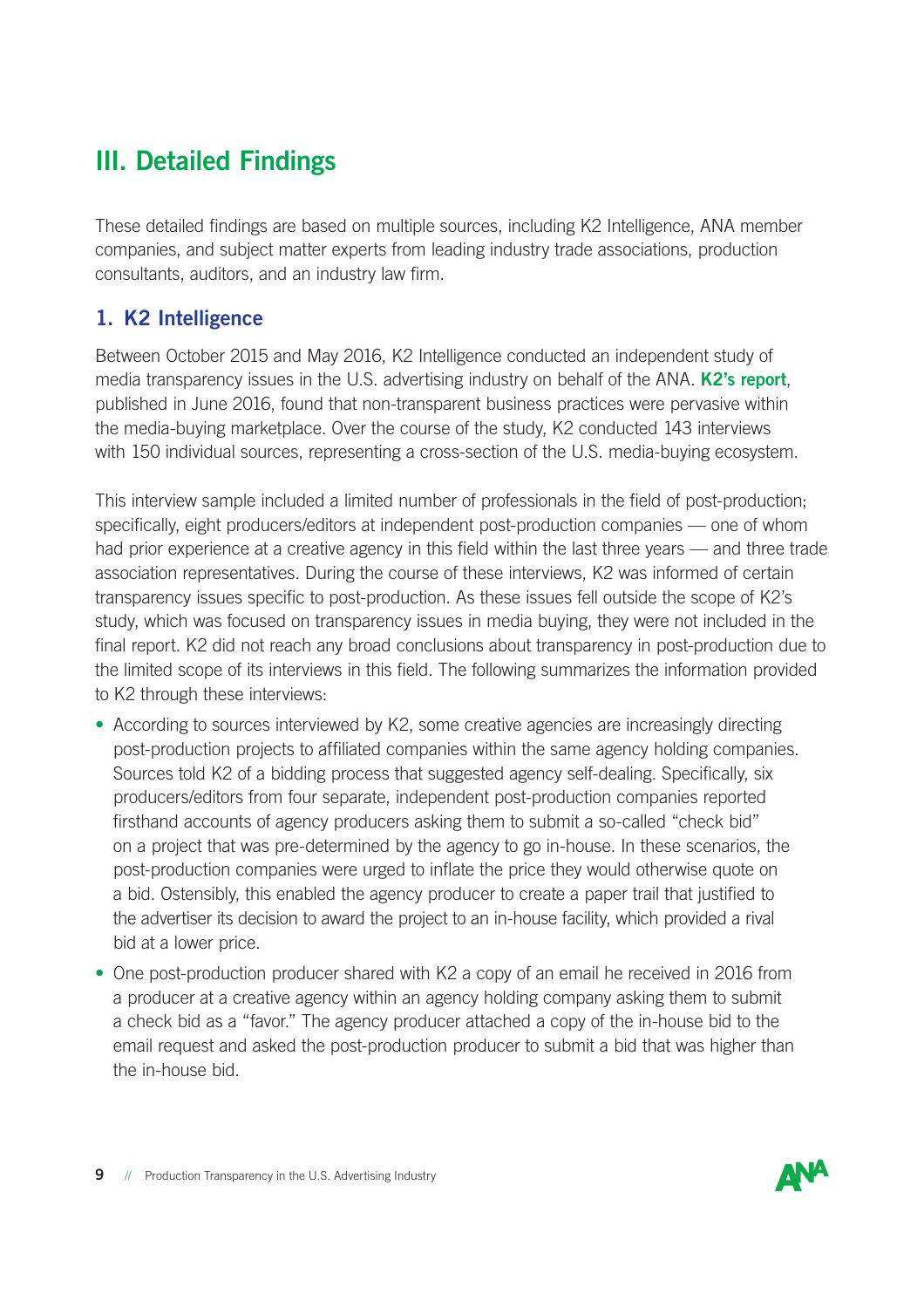# III. Detailed Findings

These detailed findings are based on multiple sources, including K2 Intelligence, ANA member companies, and subject matter experts from leading industry trade associations, production consultants, auditors, and an industry law firm.

## 1. K2 Intelligence

Between October 2015 and May 2016, K2 Intelligence conducted an independent study of media transparency issues in the U.S. advertising industry on behalf of the ANA. **K2's report**, published in June 2016, found that non-transparent business practices were pervasive within the media-buying marketplace. Over the course of the study, K2 conducted 143 interviews with 150 individual sources, representing a cross-section of the U.S. media-buying ecosystem.

This interview sample included a limited number of professionals in the field of post-production; specifically, eight producers/editors at independent post-production companies — one of whom had prior experience at a creative agency in this field within the last three years — and three trade association representatives. During the course of these interviews, K2 was informed of certain transparency issues specific to post-production. As these issues fell outside the scope of K2's study, which was focused on transparency issues in media buying, they were not included in the final report. K2 did not reach any broad conclusions about transparency in post-production due to the limited scope of its interviews in this field. The following summarizes the information provided to K2 through these interviews:

- According to sources interviewed by K2, some creative agencies are increasingly directing post-production projects to affiliated companies within the same agency holding companies. Sources told K2 of a bidding process that suggested agency self-dealing. Specifically, six producers/editors from four separate, independent post-production companies reported firsthand accounts of agency producers asking them to submit a so-called "check bid" on a project that was pre-determined by the agency to go in-house. In these scenarios, the post-production companies were urged to inflate the price they would otherwise quote on a bid. Ostensibly, this enabled the agency producer to create a paper trail that justified to the advertiser its decision to award the project to an in-house facility, which provided a rival bid at a lower price.
- One post-production producer shared with K2 a copy of an email he received in 2016 from a producer at a creative agency within an agency holding company asking them to submit a check bid as a "favor." The agency producer attached a copy of the in-house bid to the email request and asked the post-production producer to submit a bid that was higher than the in-house bid.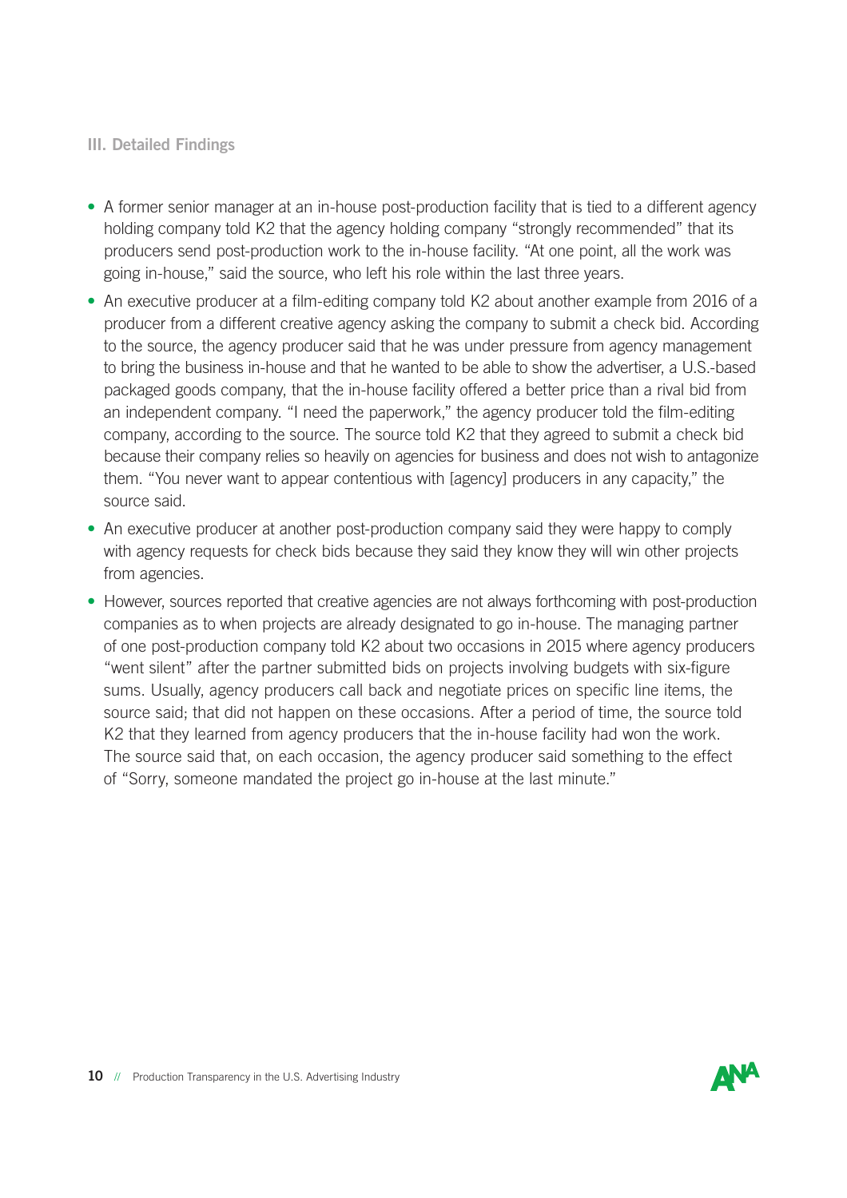### III. Detailed Findings

- A former senior manager at an in-house post-production facility that is tied to a different agency holding company told K2 that the agency holding company "strongly recommended" that its producers send post-production work to the in-house facility. "At one point, all the work was going in-house," said the source, who left his role within the last three years.
- An executive producer at a film-editing company told K2 about another example from 2016 of a producer from a different creative agency asking the company to submit a check bid. According to the source, the agency producer said that he was under pressure from agency management to bring the business in-house and that he wanted to be able to show the advertiser, a U.S.-based packaged goods company, that the in-house facility offered a better price than a rival bid from an independent company. "I need the paperwork," the agency producer told the film-editing company, according to the source. The source told K2 that they agreed to submit a check bid because their company relies so heavily on agencies for business and does not wish to antagonize them. "You never want to appear contentious with [agency] producers in any capacity," the source said.
- An executive producer at another post-production company said they were happy to comply with agency requests for check bids because they said they know they will win other projects from agencies.
- However, sources reported that creative agencies are not always forthcoming with post-production companies as to when projects are already designated to go in-house. The managing partner of one post-production company told K2 about two occasions in 2015 where agency producers "went silent" after the partner submitted bids on projects involving budgets with six-figure sums. Usually, agency producers call back and negotiate prices on specific line items, the source said; that did not happen on these occasions. After a period of time, the source told K2 that they learned from agency producers that the in-house facility had won the work. The source said that, on each occasion, the agency producer said something to the effect of "Sorry, someone mandated the project go in-house at the last minute."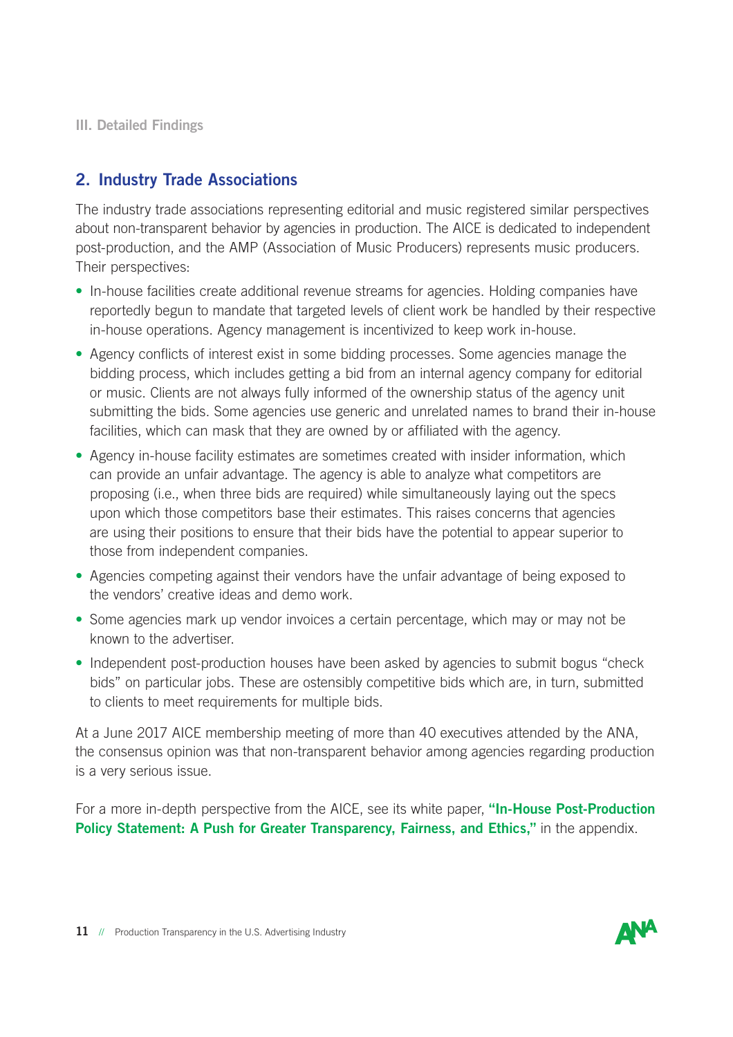## 2. Industry Trade Associations

The industry trade associations representing editorial and music registered similar perspectives about non-transparent behavior by agencies in production. The AICE is dedicated to independent post-production, and the AMP (Association of Music Producers) represents music producers. Their perspectives:

- In-house facilities create additional revenue streams for agencies. Holding companies have reportedly begun to mandate that targeted levels of client work be handled by their respective in-house operations. Agency management is incentivized to keep work in-house.
- Agency conflicts of interest exist in some bidding processes. Some agencies manage the bidding process, which includes getting a bid from an internal agency company for editorial or music. Clients are not always fully informed of the ownership status of the agency unit submitting the bids. Some agencies use generic and unrelated names to brand their in-house facilities, which can mask that they are owned by or affiliated with the agency.
- Agency in-house facility estimates are sometimes created with insider information, which can provide an unfair advantage. The agency is able to analyze what competitors are proposing (i.e., when three bids are required) while simultaneously laying out the specs upon which those competitors base their estimates. This raises concerns that agencies are using their positions to ensure that their bids have the potential to appear superior to those from independent companies.
- Agencies competing against their vendors have the unfair advantage of being exposed to the vendors' creative ideas and demo work.
- Some agencies mark up vendor invoices a certain percentage, which may or may not be known to the advertiser.
- Independent post-production houses have been asked by agencies to submit bogus "check bids" on particular jobs. These are ostensibly competitive bids which are, in turn, submitted to clients to meet requirements for multiple bids.

At a June 2017 AICE membership meeting of more than 40 executives attended by the ANA, the consensus opinion was that non-transparent behavior among agencies regarding production is a very serious issue.

For a more in-depth perspective from the AICE, see its white paper, **"In-House Post-Production Policy Statement: A Push for Greater Transparency, Fairness, and Ethics,"** in the appendix.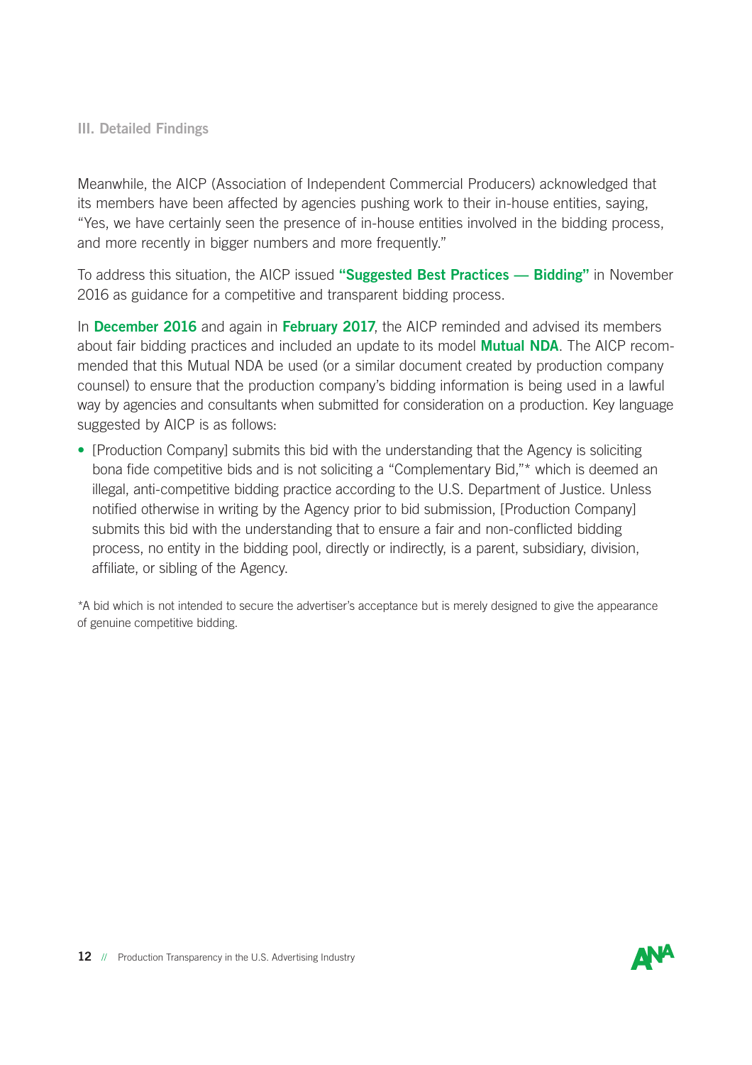Meanwhile, the AICP (Association of Independent Commercial Producers) acknowledged that its members have been affected by agencies pushing work to their in-house entities, saying, "Yes, we have certainly seen the presence of in-house entities involved in the bidding process, and more recently in bigger numbers and more frequently."

To address this situation, the AICP issued **"Suggested Best Practices — Bidding"** in November 2016 as guidance for a competitive and transparent bidding process.

In **December 2016** and again in **February 2017**, the AICP reminded and advised its members about fair bidding practices and included an update to its model **Mutual NDA**. The AICP recommended that this Mutual NDA be used (or a similar document created by production company counsel) to ensure that the production company's bidding information is being used in a lawful way by agencies and consultants when submitted for consideration on a production. Key language suggested by AICP is as follows:

- [Production Company] submits this bid with the understanding that the Agency is soliciting bona fide competitive bids and is not soliciting a "Complementary Bid,"* which is deemed an illegal, anti-competitive bidding practice according to the U.S. Department of Justice. Unless notified otherwise in writing by the Agency prior to bid submission, [Production Company] submits this bid with the understanding that to ensure a fair and non-conflicted bidding process, no entity in the bidding pool, directly or indirectly, is a parent, subsidiary, division, affiliate, or sibling of the Agency.

*A bid which is not intended to secure the advertiser's acceptance but is merely designed to give the appearance of genuine competitive bidding.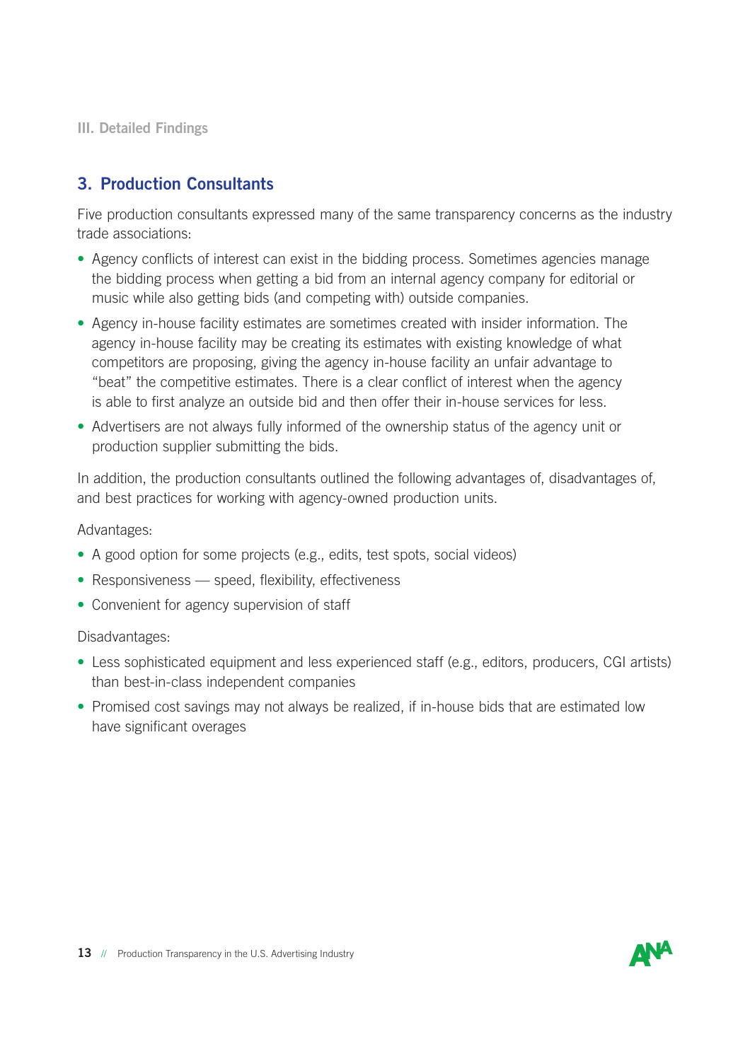III. Detailed Findings

## 3. Production Consultants

Five production consultants expressed many of the same transparency concerns as the industry trade associations:

- Agency conflicts of interest can exist in the bidding process. Sometimes agencies manage the bidding process when getting a bid from an internal agency company for editorial or music while also getting bids (and competing with) outside companies.
- Agency in-house facility estimates are sometimes created with insider information. The agency in-house facility may be creating its estimates with existing knowledge of what competitors are proposing, giving the agency in-house facility an unfair advantage to "beat" the competitive estimates. There is a clear conflict of interest when the agency is able to first analyze an outside bid and then offer their in-house services for less.
- Advertisers are not always fully informed of the ownership status of the agency unit or production supplier submitting the bids.

In addition, the production consultants outlined the following advantages of, disadvantages of, and best practices for working with agency-owned production units.

Advantages:

- A good option for some projects (e.g., edits, test spots, social videos)
- Responsiveness — speed, flexibility, effectiveness
- Convenient for agency supervision of staff

Disadvantages:

- Less sophisticated equipment and less experienced staff (e.g., editors, producers, CGI artists) than best-in-class independent companies
- Promised cost savings may not always be realized, if in-house bids that are estimated low have significant overages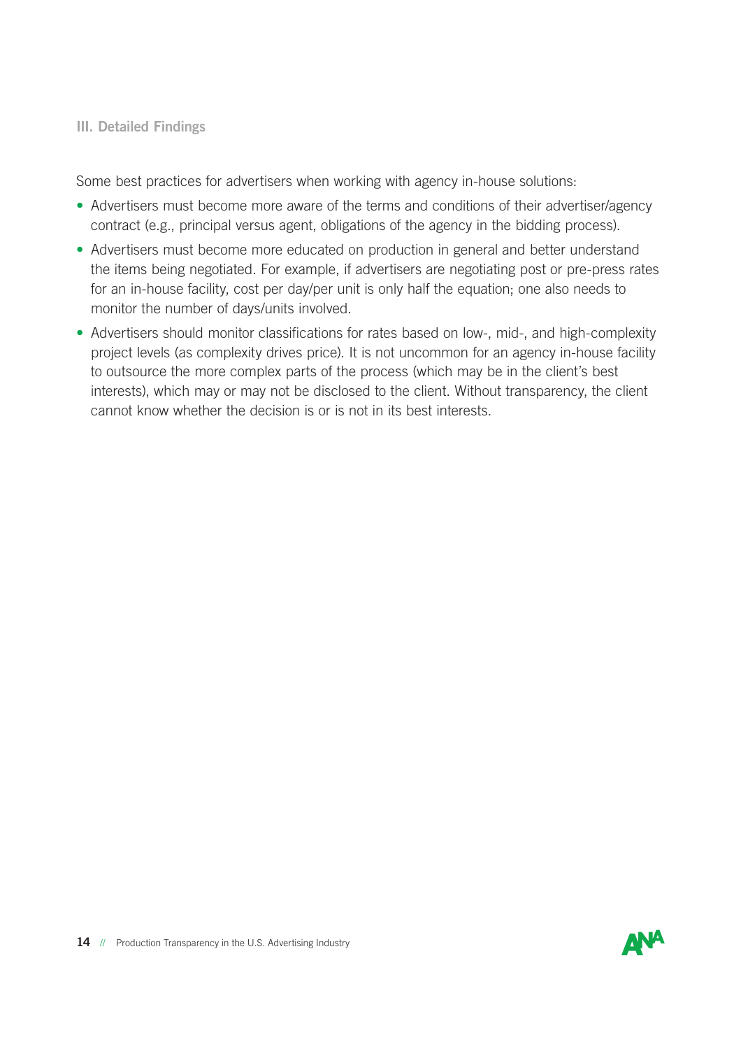Some best practices for advertisers when working with agency in-house solutions:

- Advertisers must become more aware of the terms and conditions of their advertiser/agency contract (e.g., principal versus agent, obligations of the agency in the bidding process).
- Advertisers must become more educated on production in general and better understand the items being negotiated. For example, if advertisers are negotiating post or pre-press rates for an in-house facility, cost per day/per unit is only half the equation; one also needs to monitor the number of days/units involved.
- Advertisers should monitor classifications for rates based on low-, mid-, and high-complexity project levels (as complexity drives price). It is not uncommon for an agency in-house facility to outsource the more complex parts of the process (which may be in the client's best interests), which may or may not be disclosed to the client. Without transparency, the client cannot know whether the decision is or is not in its best interests.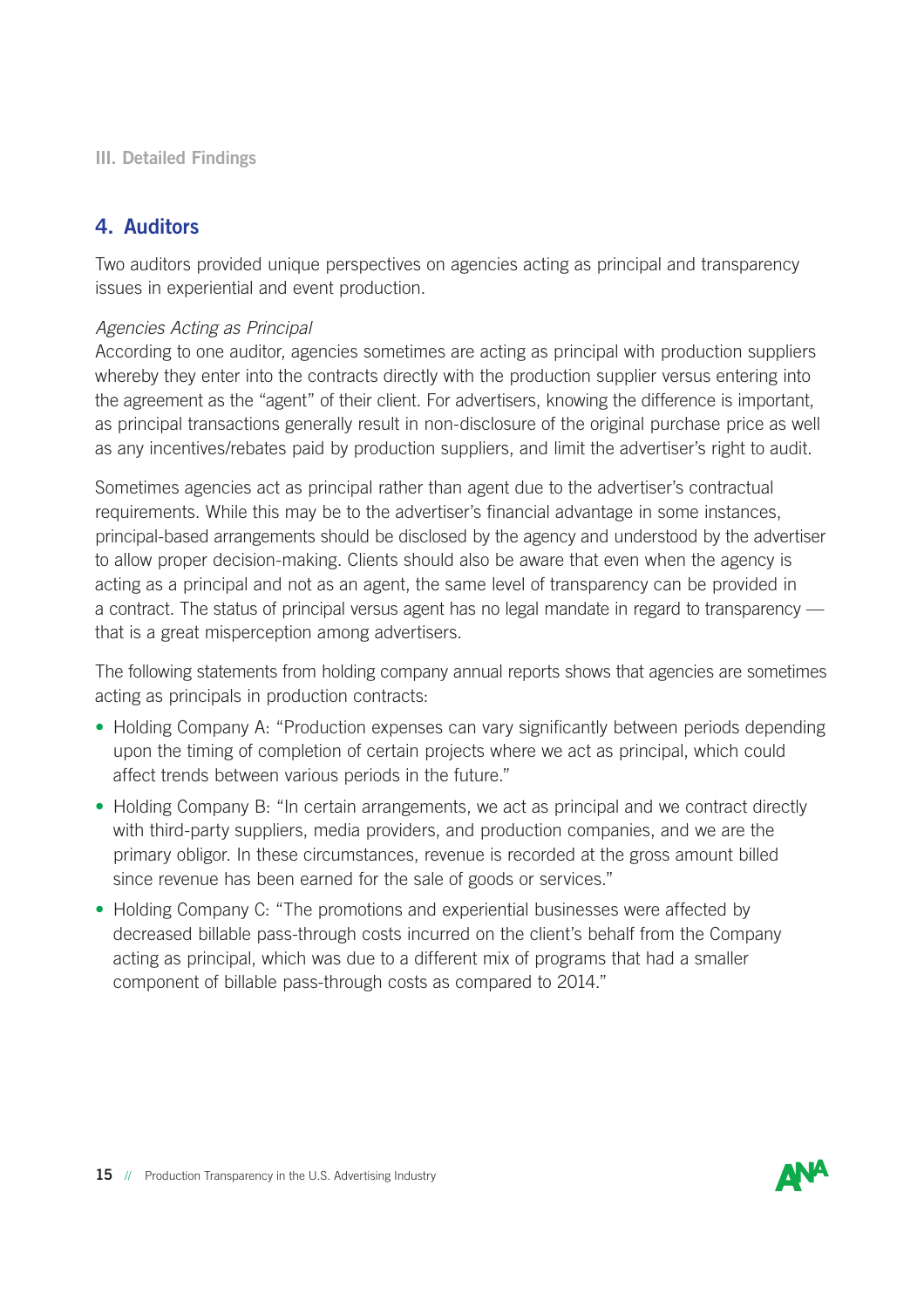III. Detailed Findings

## 4. Auditors

Two auditors provided unique perspectives on agencies acting as principal and transparency issues in experiential and event production.

*Agencies Acting as Principal*

According to one auditor, agencies sometimes are acting as principal with production suppliers whereby they enter into the contracts directly with the production supplier versus entering into the agreement as the "agent" of their client. For advertisers, knowing the difference is important, as principal transactions generally result in non-disclosure of the original purchase price as well as any incentives/rebates paid by production suppliers, and limit the advertiser's right to audit.

Sometimes agencies act as principal rather than agent due to the advertiser's contractual requirements. While this may be to the advertiser's financial advantage in some instances, principal-based arrangements should be disclosed by the agency and understood by the advertiser to allow proper decision-making. Clients should also be aware that even when the agency is acting as a principal and not as an agent, the same level of transparency can be provided in a contract. The status of principal versus agent has no legal mandate in regard to transparency — that is a great misperception among advertisers.

The following statements from holding company annual reports shows that agencies are sometimes acting as principals in production contracts:

- Holding Company A: "Production expenses can vary significantly between periods depending upon the timing of completion of certain projects where we act as principal, which could affect trends between various periods in the future."
- Holding Company B: "In certain arrangements, we act as principal and we contract directly with third-party suppliers, media providers, and production companies, and we are the primary obligor. In these circumstances, revenue is recorded at the gross amount billed since revenue has been earned for the sale of goods or services."
- Holding Company C: "The promotions and experiential businesses were affected by decreased billable pass-through costs incurred on the client's behalf from the Company acting as principal, which was due to a different mix of programs that had a smaller component of billable pass-through costs as compared to 2014."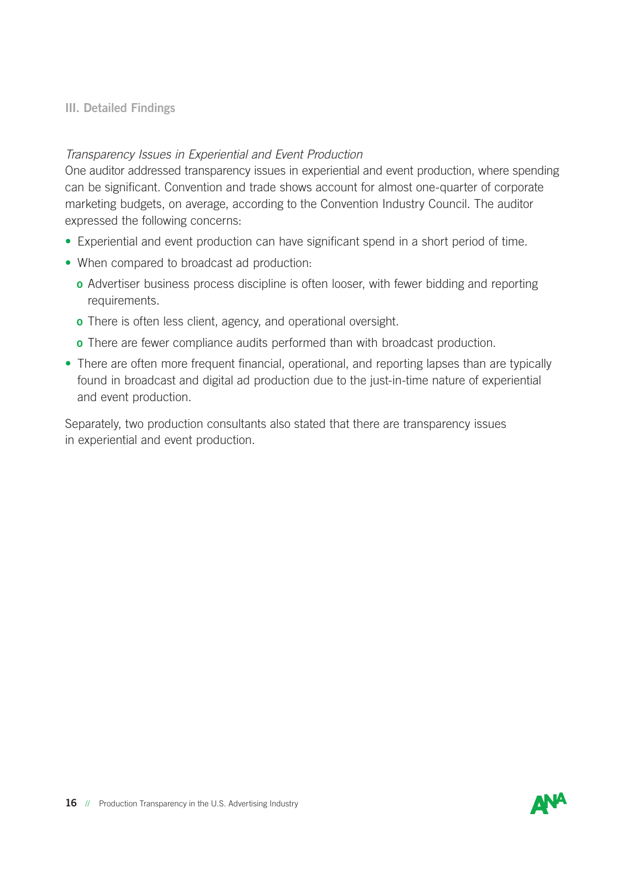## III. Detailed Findings

*Transparency Issues in Experiential and Event Production*

One auditor addressed transparency issues in experiential and event production, where spending can be significant. Convention and trade shows account for almost one-quarter of corporate marketing budgets, on average, according to the Convention Industry Council. The auditor expressed the following concerns:

- Experiential and event production can have significant spend in a short period of time.
- When compared to broadcast ad production:
  - Advertiser business process discipline is often looser, with fewer bidding and reporting requirements.
  - There is often less client, agency, and operational oversight.
  - There are fewer compliance audits performed than with broadcast production.
- There are often more frequent financial, operational, and reporting lapses than are typically found in broadcast and digital ad production due to the just-in-time nature of experiential and event production.

Separately, two production consultants also stated that there are transparency issues in experiential and event production.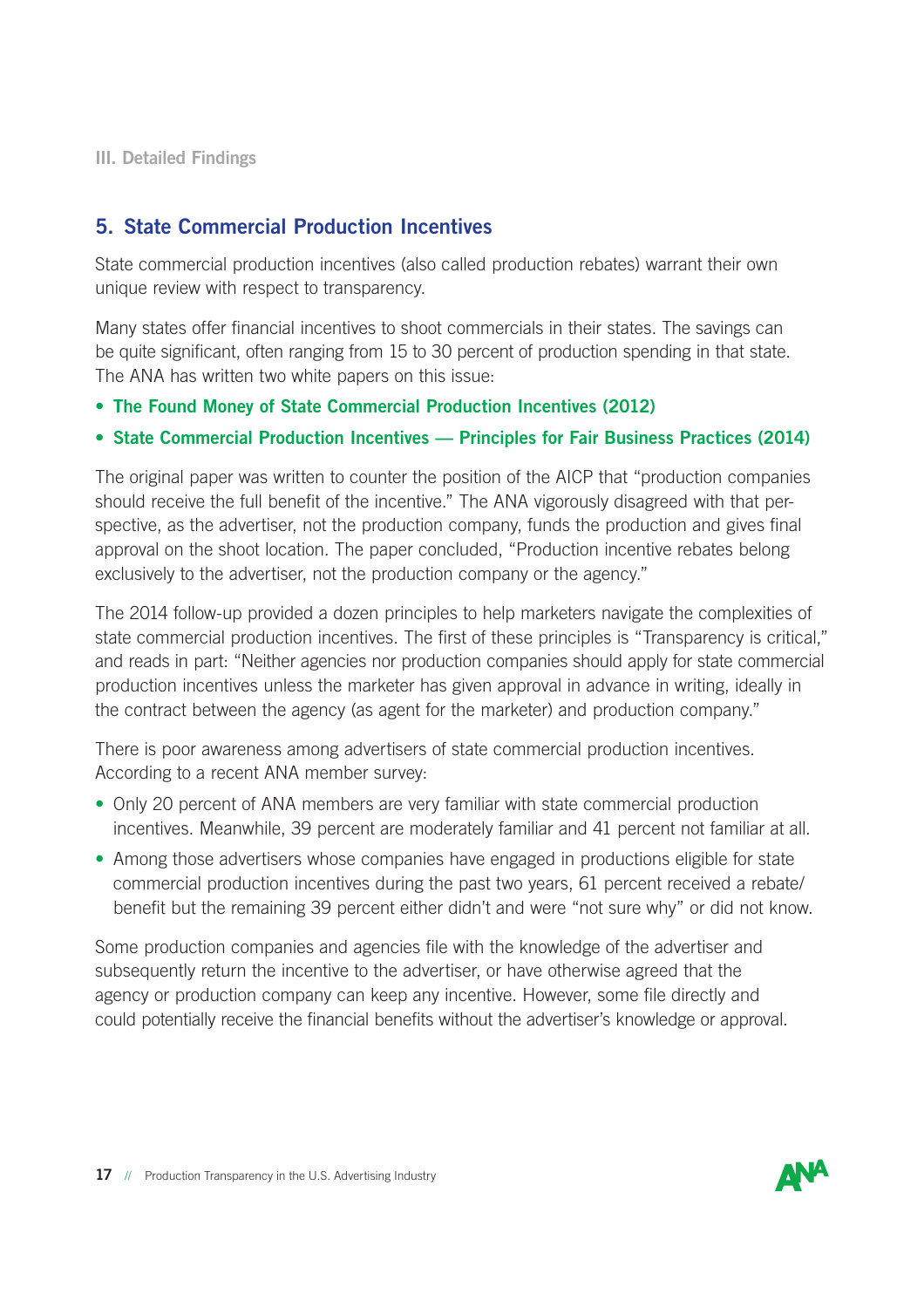III. Detailed Findings

## 5. State Commercial Production Incentives

State commercial production incentives (also called production rebates) warrant their own unique review with respect to transparency.

Many states offer financial incentives to shoot commercials in their states. The savings can be quite significant, often ranging from 15 to 30 percent of production spending in that state. The ANA has written two white papers on this issue:

- **The Found Money of State Commercial Production Incentives (2012)**
- **State Commercial Production Incentives — Principles for Fair Business Practices (2014)**

The original paper was written to counter the position of the AICP that "production companies should receive the full benefit of the incentive." The ANA vigorously disagreed with that perspective, as the advertiser, not the production company, funds the production and gives final approval on the shoot location. The paper concluded, "Production incentive rebates belong exclusively to the advertiser, not the production company or the agency."

The 2014 follow-up provided a dozen principles to help marketers navigate the complexities of state commercial production incentives. The first of these principles is "Transparency is critical," and reads in part: "Neither agencies nor production companies should apply for state commercial production incentives unless the marketer has given approval in advance in writing, ideally in the contract between the agency (as agent for the marketer) and production company."

There is poor awareness among advertisers of state commercial production incentives. According to a recent ANA member survey:

- Only 20 percent of ANA members are very familiar with state commercial production incentives. Meanwhile, 39 percent are moderately familiar and 41 percent not familiar at all.
- Among those advertisers whose companies have engaged in productions eligible for state commercial production incentives during the past two years, 61 percent received a rebate/benefit but the remaining 39 percent either didn't and were "not sure why" or did not know.

Some production companies and agencies file with the knowledge of the advertiser and subsequently return the incentive to the advertiser, or have otherwise agreed that the agency or production company can keep any incentive. However, some file directly and could potentially receive the financial benefits without the advertiser's knowledge or approval.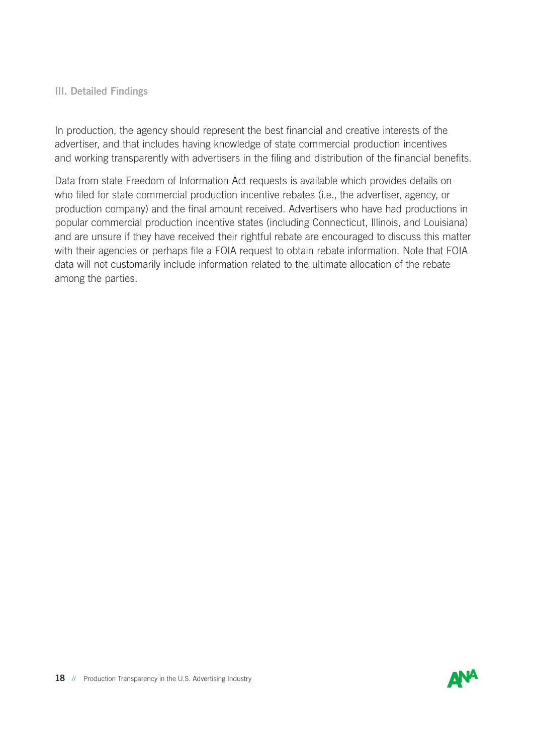In production, the agency should represent the best financial and creative interests of the advertiser, and that includes having knowledge of state commercial production incentives and working transparently with advertisers in the filing and distribution of the financial benefits.

Data from state Freedom of Information Act requests is available which provides details on who filed for state commercial production incentive rebates (i.e., the advertiser, agency, or production company) and the final amount received. Advertisers who have had productions in popular commercial production incentive states (including Connecticut, Illinois, and Louisiana) and are unsure if they have received their rightful rebate are encouraged to discuss this matter with their agencies or perhaps file a FOIA request to obtain rebate information. Note that FOIA data will not customarily include information related to the ultimate allocation of the rebate among the parties.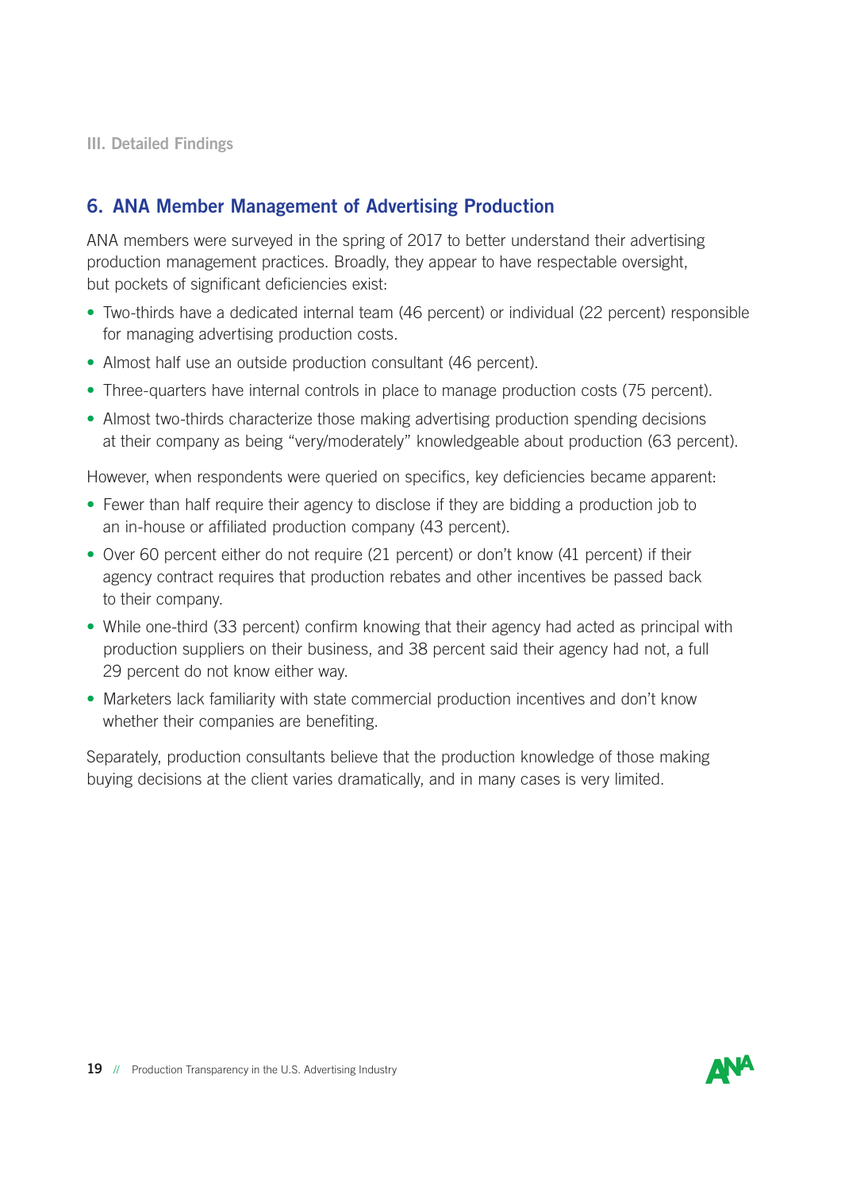III. Detailed Findings

## 6. ANA Member Management of Advertising Production

ANA members were surveyed in the spring of 2017 to better understand their advertising production management practices. Broadly, they appear to have respectable oversight, but pockets of significant deficiencies exist:

- Two-thirds have a dedicated internal team (46 percent) or individual (22 percent) responsible for managing advertising production costs.
- Almost half use an outside production consultant (46 percent).
- Three-quarters have internal controls in place to manage production costs (75 percent).
- Almost two-thirds characterize those making advertising production spending decisions at their company as being "very/moderately" knowledgeable about production (63 percent).

However, when respondents were queried on specifics, key deficiencies became apparent:

- Fewer than half require their agency to disclose if they are bidding a production job to an in-house or affiliated production company (43 percent).
- Over 60 percent either do not require (21 percent) or don't know (41 percent) if their agency contract requires that production rebates and other incentives be passed back to their company.
- While one-third (33 percent) confirm knowing that their agency had acted as principal with production suppliers on their business, and 38 percent said their agency had not, a full 29 percent do not know either way.
- Marketers lack familiarity with state commercial production incentives and don't know whether their companies are benefiting.

Separately, production consultants believe that the production knowledge of those making buying decisions at the client varies dramatically, and in many cases is very limited.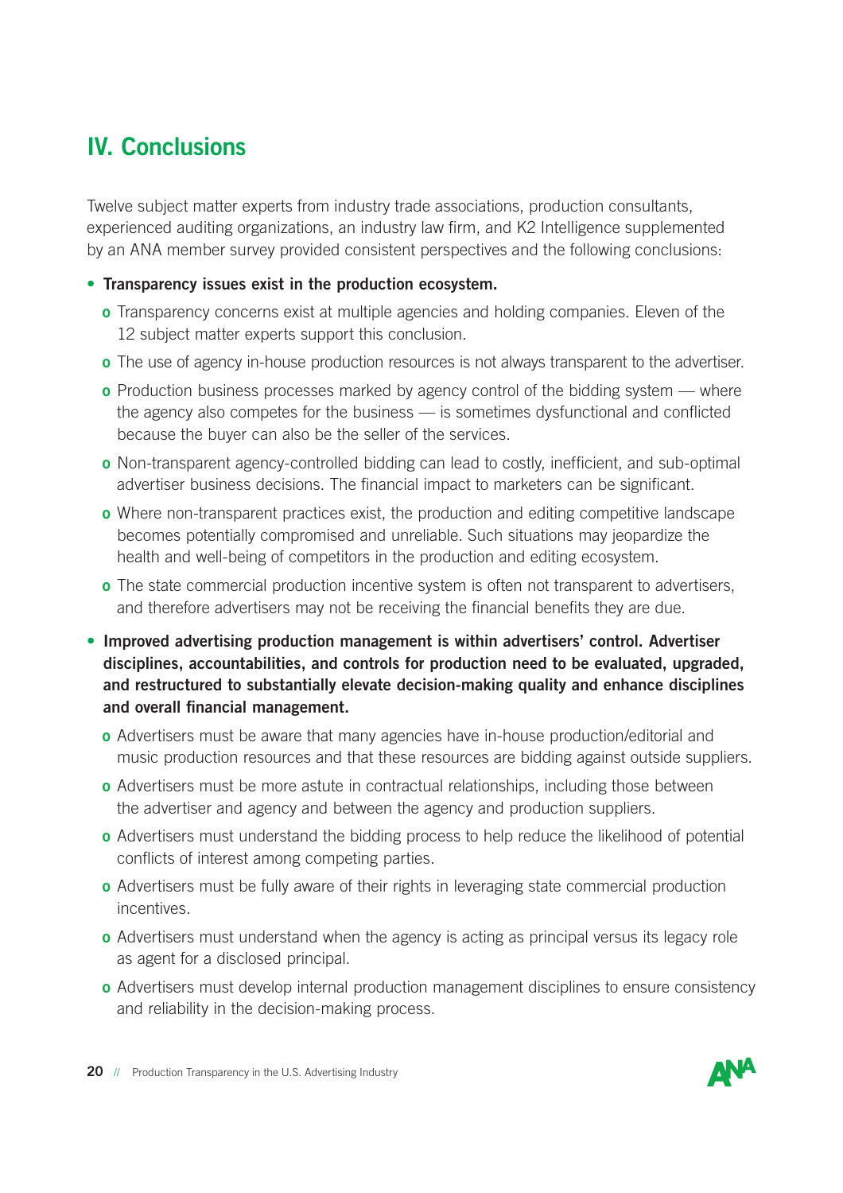# IV. Conclusions

Twelve subject matter experts from industry trade associations, production consultants, experienced auditing organizations, an industry law firm, and K2 Intelligence supplemented by an ANA member survey provided consistent perspectives and the following conclusions:

- **Transparency issues exist in the production ecosystem.**
  - Transparency concerns exist at multiple agencies and holding companies. Eleven of the 12 subject matter experts support this conclusion.
  - The use of agency in-house production resources is not always transparent to the advertiser.
  - Production business processes marked by agency control of the bidding system — where the agency also competes for the business — is sometimes dysfunctional and conflicted because the buyer can also be the seller of the services.
  - Non-transparent agency-controlled bidding can lead to costly, inefficient, and sub-optimal advertiser business decisions. The financial impact to marketers can be significant.
  - Where non-transparent practices exist, the production and editing competitive landscape becomes potentially compromised and unreliable. Such situations may jeopardize the health and well-being of competitors in the production and editing ecosystem.
  - The state commercial production incentive system is often not transparent to advertisers, and therefore advertisers may not be receiving the financial benefits they are due.
- **Improved advertising production management is within advertisers' control. Advertiser disciplines, accountabilities, and controls for production need to be evaluated, upgraded, and restructured to substantially elevate decision-making quality and enhance disciplines and overall financial management.**
  - Advertisers must be aware that many agencies have in-house production/editorial and music production resources and that these resources are bidding against outside suppliers.
  - Advertisers must be more astute in contractual relationships, including those between the advertiser and agency and between the agency and production suppliers.
  - Advertisers must understand the bidding process to help reduce the likelihood of potential conflicts of interest among competing parties.
  - Advertisers must be fully aware of their rights in leveraging state commercial production incentives.
  - Advertisers must understand when the agency is acting as principal versus its legacy role as agent for a disclosed principal.
  - Advertisers must develop internal production management disciplines to ensure consistency and reliability in the decision-making process.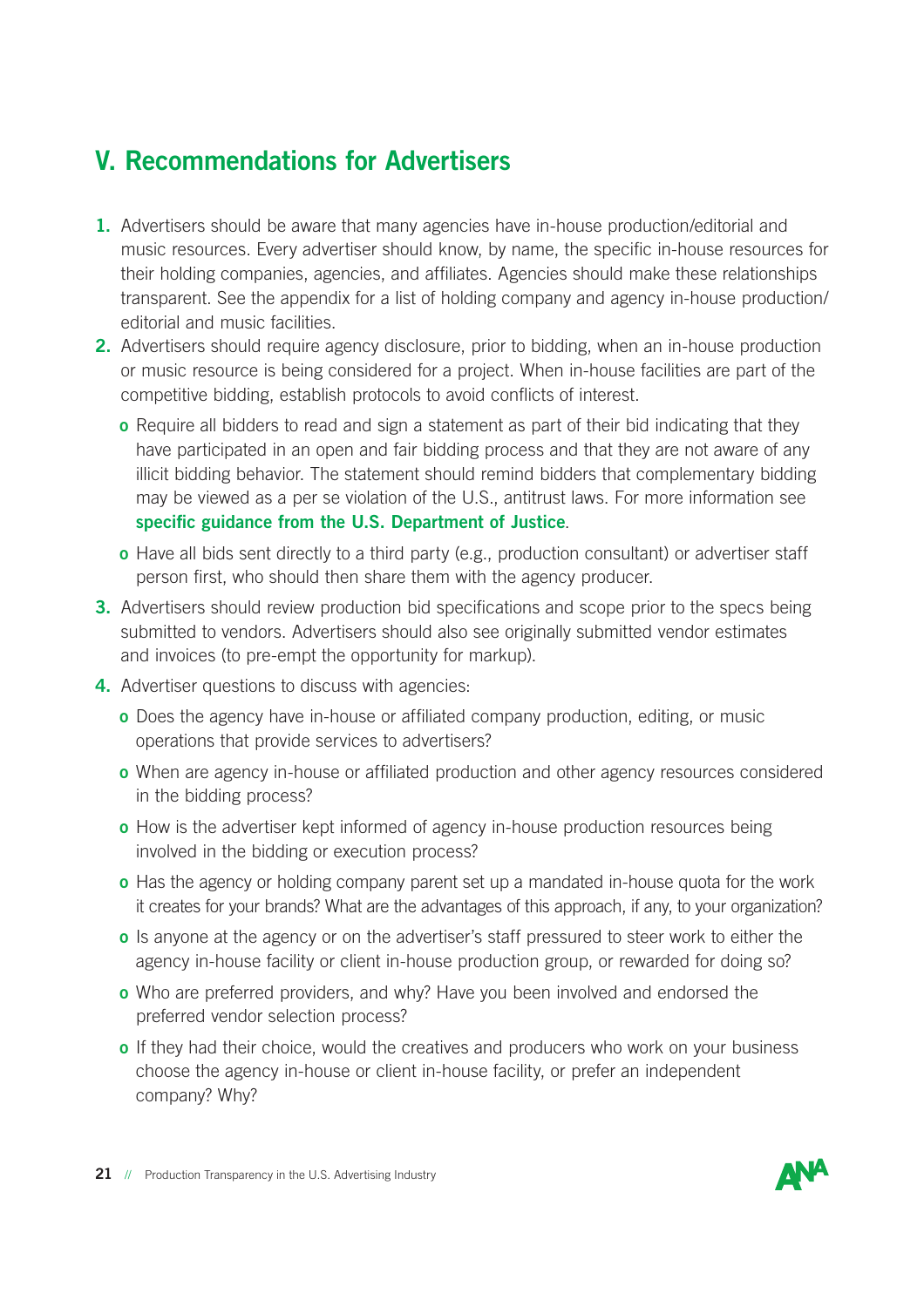## V. Recommendations for Advertisers

1. Advertisers should be aware that many agencies have in-house production/editorial and music resources. Every advertiser should know, by name, the specific in-house resources for their holding companies, agencies, and affiliates. Agencies should make these relationships transparent. See the appendix for a list of holding company and agency in-house production/editorial and music facilities.
2. Advertisers should require agency disclosure, prior to bidding, when an in-house production or music resource is being considered for a project. When in-house facilities are part of the competitive bidding, establish protocols to avoid conflicts of interest.
   - Require all bidders to read and sign a statement as part of their bid indicating that they have participated in an open and fair bidding process and that they are not aware of any illicit bidding behavior. The statement should remind bidders that complementary bidding may be viewed as a per se violation of the U.S., antitrust laws. For more information see **specific guidance from the U.S. Department of Justice**.
   - Have all bids sent directly to a third party (e.g., production consultant) or advertiser staff person first, who should then share them with the agency producer.
3. Advertisers should review production bid specifications and scope prior to the specs being submitted to vendors. Advertisers should also see originally submitted vendor estimates and invoices (to pre-empt the opportunity for markup).
4. Advertiser questions to discuss with agencies:
   - Does the agency have in-house or affiliated company production, editing, or music operations that provide services to advertisers?
   - When are agency in-house or affiliated production and other agency resources considered in the bidding process?
   - How is the advertiser kept informed of agency in-house production resources being involved in the bidding or execution process?
   - Has the agency or holding company parent set up a mandated in-house quota for the work it creates for your brands? What are the advantages of this approach, if any, to your organization?
   - Is anyone at the agency or on the advertiser's staff pressured to steer work to either the agency in-house facility or client in-house production group, or rewarded for doing so?
   - Who are preferred providers, and why? Have you been involved and endorsed the preferred vendor selection process?
   - If they had their choice, would the creatives and producers who work on your business choose the agency in-house or client in-house facility, or prefer an independent company? Why?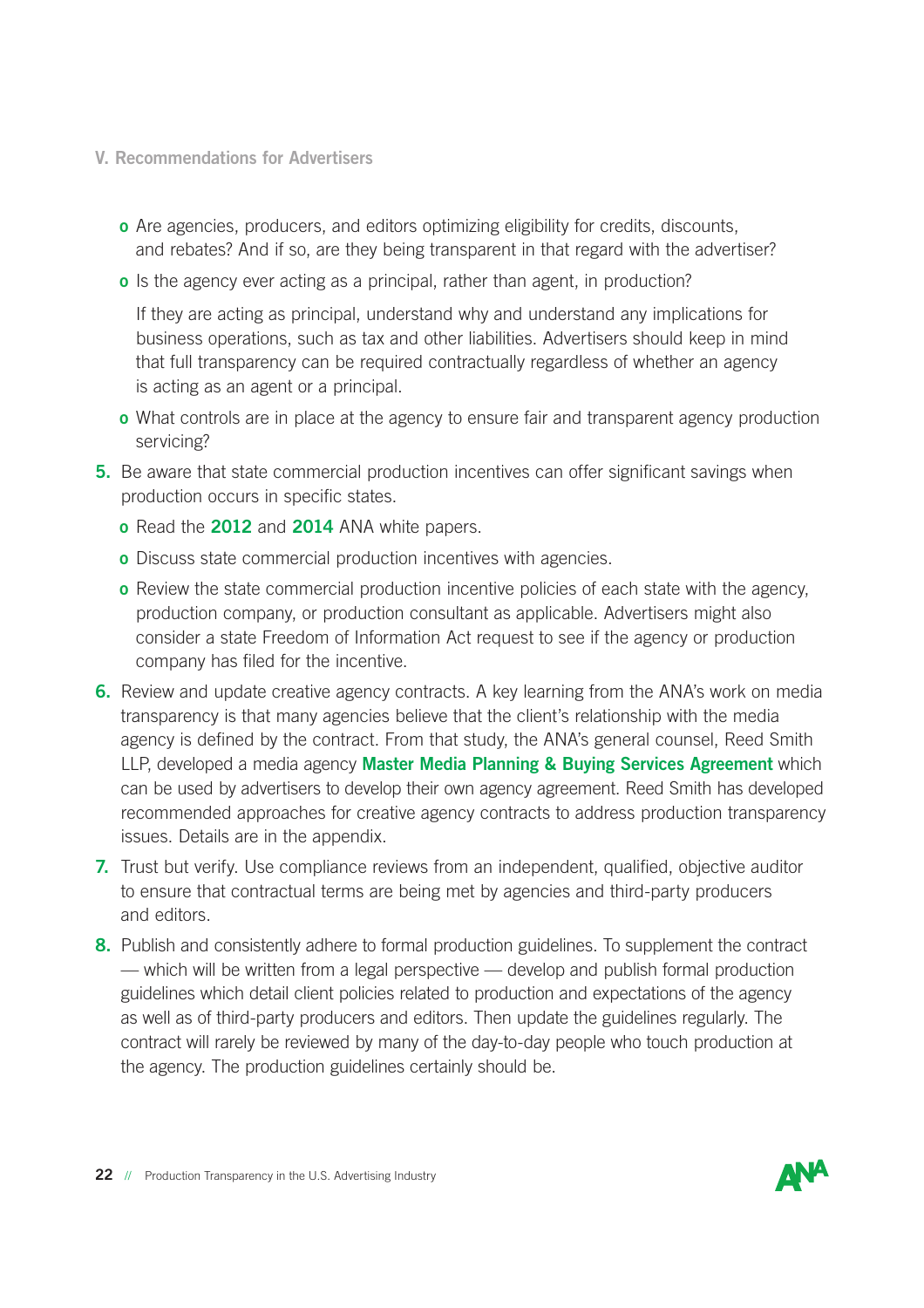- Are agencies, producers, and editors optimizing eligibility for credits, discounts, and rebates? And if so, are they being transparent in that regard with the advertiser?
- Is the agency ever acting as a principal, rather than agent, in production?

  If they are acting as principal, understand why and understand any implications for business operations, such as tax and other liabilities. Advertisers should keep in mind that full transparency can be required contractually regardless of whether an agency is acting as an agent or a principal.
- What controls are in place at the agency to ensure fair and transparent agency production servicing?

5. Be aware that state commercial production incentives can offer significant savings when production occurs in specific states.
   - Read the **2012** and **2014** ANA white papers.
   - Discuss state commercial production incentives with agencies.
   - Review the state commercial production incentive policies of each state with the agency, production company, or production consultant as applicable. Advertisers might also consider a state Freedom of Information Act request to see if the agency or production company has filed for the incentive.
6. Review and update creative agency contracts. A key learning from the ANA's work on media transparency is that many agencies believe that the client's relationship with the media agency is defined by the contract. From that study, the ANA's general counsel, Reed Smith LLP, developed a media agency **Master Media Planning & Buying Services Agreement** which can be used by advertisers to develop their own agency agreement. Reed Smith has developed recommended approaches for creative agency contracts to address production transparency issues. Details are in the appendix.
7. Trust but verify. Use compliance reviews from an independent, qualified, objective auditor to ensure that contractual terms are being met by agencies and third-party producers and editors.
8. Publish and consistently adhere to formal production guidelines. To supplement the contract — which will be written from a legal perspective — develop and publish formal production guidelines which detail client policies related to production and expectations of the agency as well as of third-party producers and editors. Then update the guidelines regularly. The contract will rarely be reviewed by many of the day-to-day people who touch production at the agency. The production guidelines certainly should be.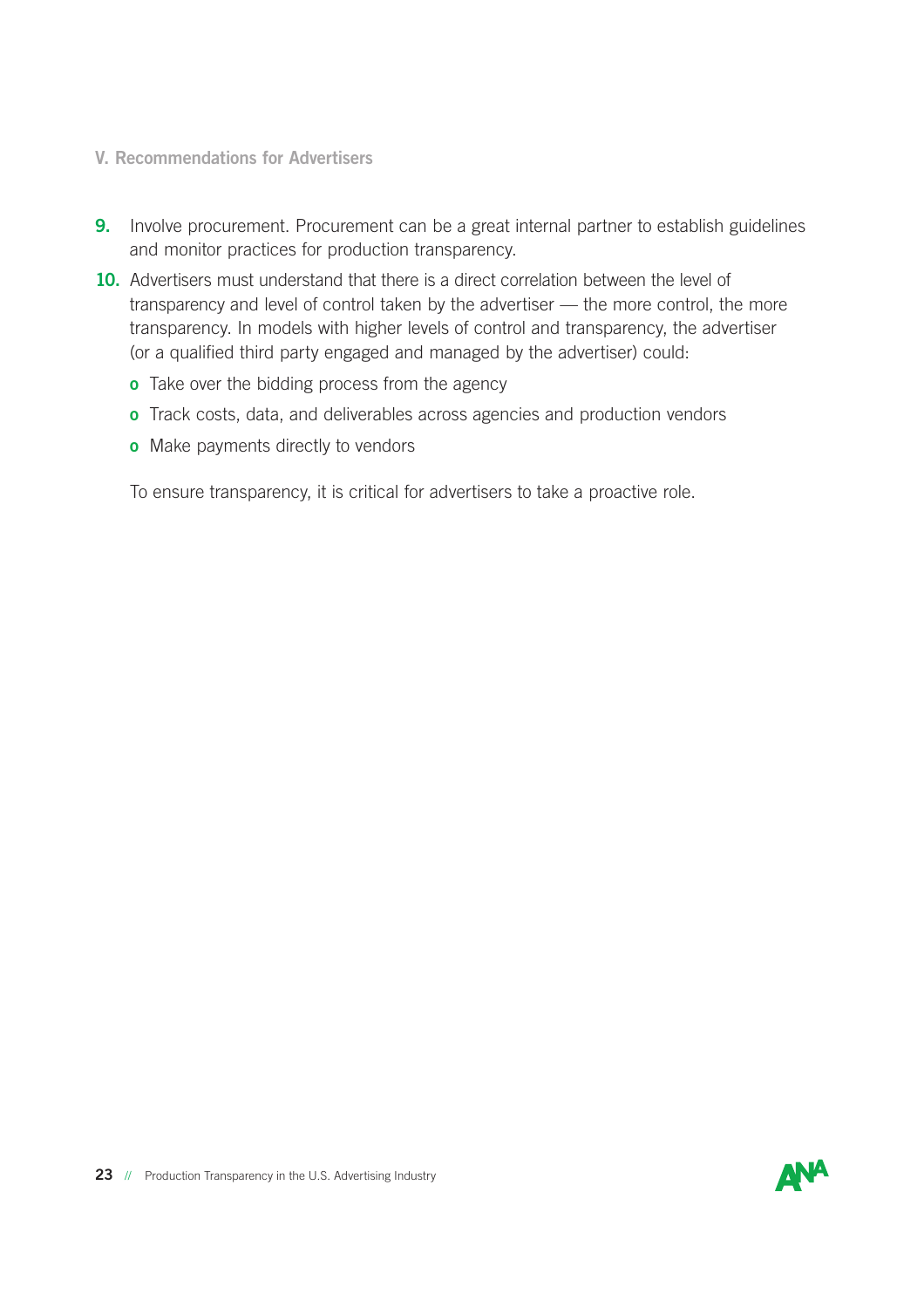V. Recommendations for Advertisers

9. Involve procurement. Procurement can be a great internal partner to establish guidelines and monitor practices for production transparency.
10. Advertisers must understand that there is a direct correlation between the level of transparency and level of control taken by the advertiser — the more control, the more transparency. In models with higher levels of control and transparency, the advertiser (or a qualified third party engaged and managed by the advertiser) could:
    - Take over the bidding process from the agency
    - Track costs, data, and deliverables across agencies and production vendors
    - Make payments directly to vendors

    To ensure transparency, it is critical for advertisers to take a proactive role.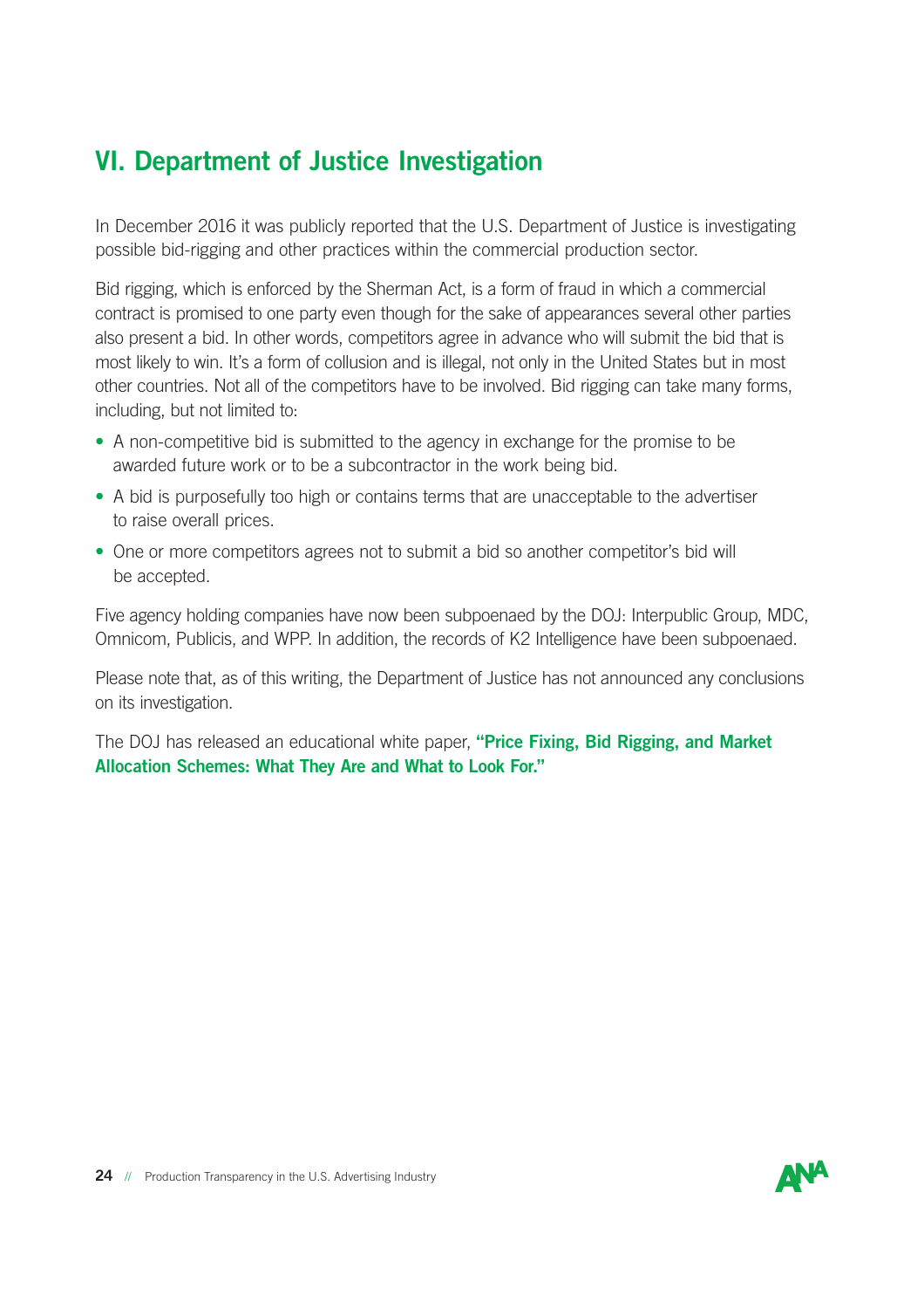## VI. Department of Justice Investigation

In December 2016 it was publicly reported that the U.S. Department of Justice is investigating possible bid-rigging and other practices within the commercial production sector.

Bid rigging, which is enforced by the Sherman Act, is a form of fraud in which a commercial contract is promised to one party even though for the sake of appearances several other parties also present a bid. In other words, competitors agree in advance who will submit the bid that is most likely to win. It's a form of collusion and is illegal, not only in the United States but in most other countries. Not all of the competitors have to be involved. Bid rigging can take many forms, including, but not limited to:

- A non-competitive bid is submitted to the agency in exchange for the promise to be awarded future work or to be a subcontractor in the work being bid.
- A bid is purposefully too high or contains terms that are unacceptable to the advertiser to raise overall prices.
- One or more competitors agrees not to submit a bid so another competitor's bid will be accepted.

Five agency holding companies have now been subpoenaed by the DOJ: Interpublic Group, MDC, Omnicom, Publicis, and WPP. In addition, the records of K2 Intelligence have been subpoenaed.

Please note that, as of this writing, the Department of Justice has not announced any conclusions on its investigation.

The DOJ has released an educational white paper, **"Price Fixing, Bid Rigging, and Market Allocation Schemes: What They Are and What to Look For."**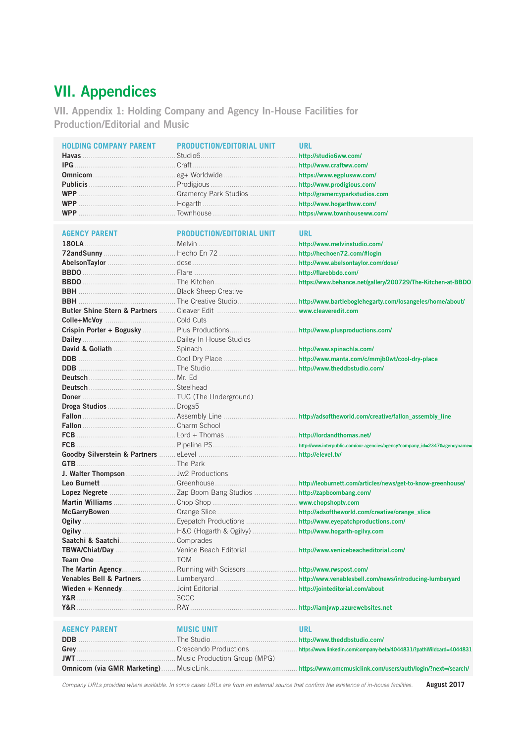# VII. Appendices

## VII. Appendix 1: Holding Company and Agency In-House Facilities for Production/Editorial and Music

| HOLDING COMPANY PARENT | PRODUCTION/EDITORIAL UNIT | URL |
|---|---|---|
| **Havas** | Studio6 | http://studio6ww.com/ |
| **IPG** | Craft | http://www.craftww.com/ |
| **Omnicom** | eg+ Worldwide | https://www.egplusww.com/ |
| **Publicis** | Prodigious | http://www.prodigious.com/ |
| **WPP** | Gramercy Park Studios | http://gramercyparkstudios.com |
| **WPP** | Hogarth | http://www.hogarthww.com/ |
| **WPP** | Townhouse | https://www.townhouseww.com/ |

| AGENCY PARENT | PRODUCTION/EDITORIAL UNIT | URL |
|---|---|---|
| **180LA** | Melvin | http://www.melvinstudio.com/ |
| **72andSunny** | Hecho En 72 | http://hechoen72.com/#login |
| **AbelsonTaylor** | dose | http://www.abelsontaylor.com/dose/ |
| **BBDO** | Flare | http://flarebbdo.com/ |
| **BBDO** | The Kitchen | https://www.behance.net/gallery/200729/The-Kitchen-at-BBDO |
| **BBH** | Black Sheep Creative | |
| **BBH** | The Creative Studio | http://www.bartleboglehegarty.com/losangeles/home/about/ |
| **Butler Shine Stern & Partners** | Cleaver Edit | www.cleaveredit.com |
| **Colle+McVoy** | Cold Cuts | |
| **Crispin Porter + Bogusky** | Plus Productions | http://www.plusproductions.com/ |
| **Dailey** | Dailey In House Studios | |
| **David & Goliath** | Spinach | http://www.spinachla.com/ |
| **DDB** | Cool Dry Place | http://www.manta.com/c/mmjb0wt/cool-dry-place |
| **DDB** | The Studio | http://www.theddbstudio.com/ |
| **Deutsch** | Mr. Ed | |
| **Deutsch** | Steelhead | |
| **Doner** | TUG (The Underground) | |
| **Droga Studios** | Droga5 | |
| **Fallon** | Assembly Line | http://adsoftheworld.com/creative/fallon_assembly_line |
| **Fallon** | Charm School | |
| **FCB** | Lord + Thomas | http://lordandthomas.net/ |
| **FCB** | Pipeline PS | http://www.interpublic.com/our-agencies/agency?company_id=2347&agencyname= |
| **Goodby Silverstein & Partners** | eLevel | http://elevel.tv/ |
| **GTB** | The Park | |
| **J. Walter Thompson** | Jw2 Productions | |
| **Leo Burnett** | Greenhouse | http://leoburnett.com/articles/news/get-to-know-greenhouse/ |
| **Lopez Negrete** | Zap Boom Bang Studios | http://zapboombang.com/ |
| **Martin Williams** | Chop Shop | www.chopshoptv.com |
| **McGarryBowen** | Orange Slice | http://adsoftheworld.com/creative/orange_slice |
| **Ogilvy** | Eyepatch Productions | http://www.eyepatchproductions.com/ |
| **Ogilvy** | H&O (Hogarth & Ogilvy) | http://www.hogarth-ogilvy.com |
| **Saatchi & Saatchi** | Comprades | |
| **TBWA/Chiat/Day** | Venice Beach Editorial | http://www.venicebeacheditorial.com/ |
| **Team One** | TOM | |
| **The Martin Agency** | Running with Scissors | http://www.rwspost.com/ |
| **Venables Bell & Partners** | Lumberyard | http://www.venablesbell.com/news/introducing-lumberyard |
| **Wieden + Kennedy** | Joint Editorial | http://jointeditorial.com/about |
| **Y&R** | 3CCC | |
| **Y&R** | RAY | http://iamjvwp.azurewebsites.net |

| AGENCY PARENT | MUSIC UNIT | URL |
|---|---|---|
| **DDB** | The Studio | http://www.theddbstudio.com/ |
| **Grey** | Crescendo Productions | https://www.linkedin.com/company-beta/4044831/?pathWildcard=4044831 |
| **JWT** | Music Production Group (MPG) | |
| **Omnicom (via GMR Marketing)** | MusicLink | https://www.omcmusiclink.com/users/auth/login/?next=/search/ |

*Company URLs provided where available. In some cases URLs are from an external source that confirm the existence of in-house facilities.* **August 2017**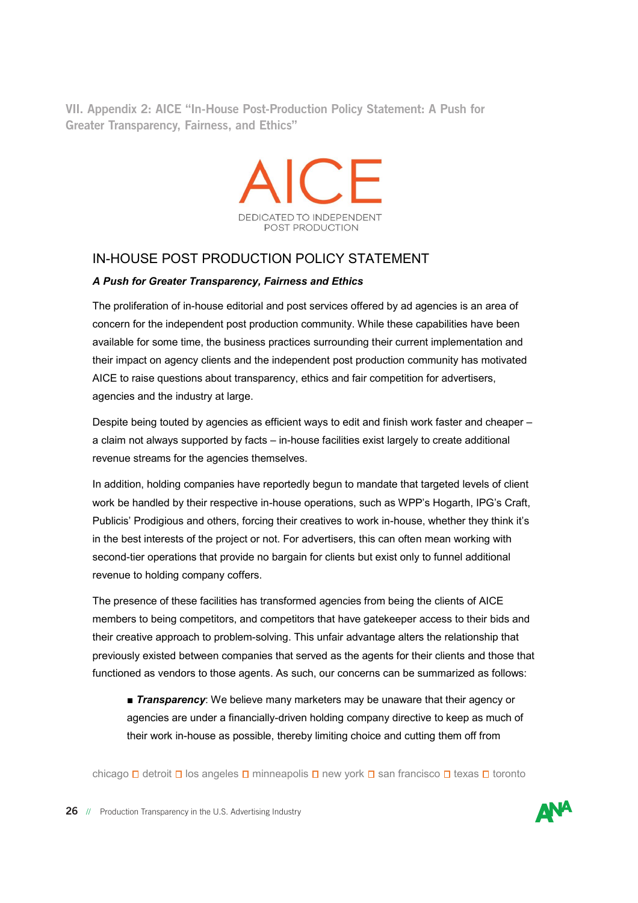## VII. Appendix 2: AICE "In-House Post-Production Policy Statement: A Push for Greater Transparency, Fairness, and Ethics"

AICE

DEDICATED TO INDEPENDENT POST PRODUCTION

### IN-HOUSE POST PRODUCTION POLICY STATEMENT

***A Push for Greater Transparency, Fairness and Ethics***

The proliferation of in-house editorial and post services offered by ad agencies is an area of concern for the independent post production community. While these capabilities have been available for some time, the business practices surrounding their current implementation and their impact on agency clients and the independent post production community has motivated AICE to raise questions about transparency, ethics and fair competition for advertisers, agencies and the industry at large.

Despite being touted by agencies as efficient ways to edit and finish work faster and cheaper – a claim not always supported by facts – in-house facilities exist largely to create additional revenue streams for the agencies themselves.

In addition, holding companies have reportedly begun to mandate that targeted levels of client work be handled by their respective in-house operations, such as WPP's Hogarth, IPG's Craft, Publicis' Prodigious and others, forcing their creatives to work in-house, whether they think it's in the best interests of the project or not. For advertisers, this can often mean working with second-tier operations that provide no bargain for clients but exist only to funnel additional revenue to holding company coffers.

The presence of these facilities has transformed agencies from being the clients of AICE members to being competitors, and competitors that have gatekeeper access to their bids and their creative approach to problem-solving. This unfair advantage alters the relationship that previously existed between companies that served as the agents for their clients and those that functioned as vendors to those agents. As such, our concerns can be summarized as follows:

- ***Transparency***: We believe many marketers may be unaware that their agency or agencies are under a financially-driven holding company directive to keep as much of their work in-house as possible, thereby limiting choice and cutting them off from

chicago □ detroit □ los angeles □ minneapolis □ new york □ san francisco □ texas □ toronto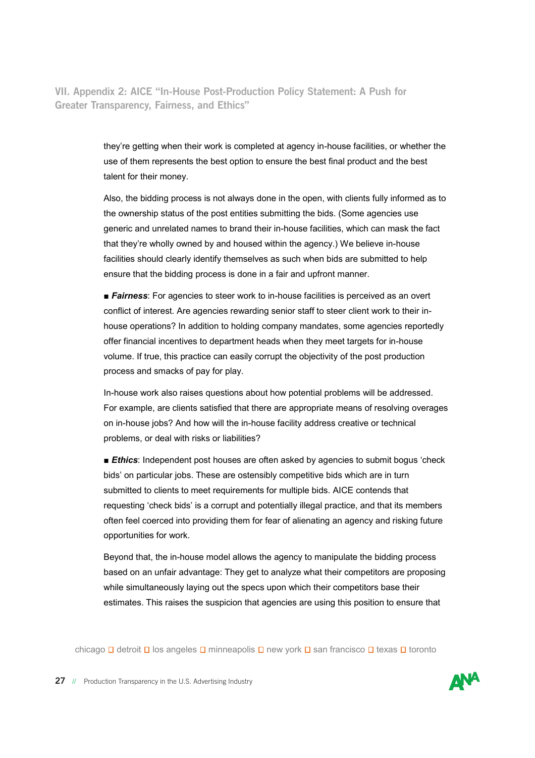they're getting when their work is completed at agency in-house facilities, or whether the use of them represents the best option to ensure the best final product and the best talent for their money.

Also, the bidding process is not always done in the open, with clients fully informed as to the ownership status of the post entities submitting the bids. (Some agencies use generic and unrelated names to brand their in-house facilities, which can mask the fact that they're wholly owned by and housed within the agency.) We believe in-house facilities should clearly identify themselves as such when bids are submitted to help ensure that the bidding process is done in a fair and upfront manner.

■ ***Fairness***: For agencies to steer work to in-house facilities is perceived as an overt conflict of interest. Are agencies rewarding senior staff to steer client work to their in-house operations? In addition to holding company mandates, some agencies reportedly offer financial incentives to department heads when they meet targets for in-house volume. If true, this practice can easily corrupt the objectivity of the post production process and smacks of pay for play.

In-house work also raises questions about how potential problems will be addressed. For example, are clients satisfied that there are appropriate means of resolving overages on in-house jobs? And how will the in-house facility address creative or technical problems, or deal with risks or liabilities?

■ ***Ethics***: Independent post houses are often asked by agencies to submit bogus 'check bids' on particular jobs. These are ostensibly competitive bids which are in turn submitted to clients to meet requirements for multiple bids. AICE contends that requesting 'check bids' is a corrupt and potentially illegal practice, and that its members often feel coerced into providing them for fear of alienating an agency and risking future opportunities for work.

Beyond that, the in-house model allows the agency to manipulate the bidding process based on an unfair advantage: They get to analyze what their competitors are proposing while simultaneously laying out the specs upon which their competitors base their estimates. This raises the suspicion that agencies are using this position to ensure that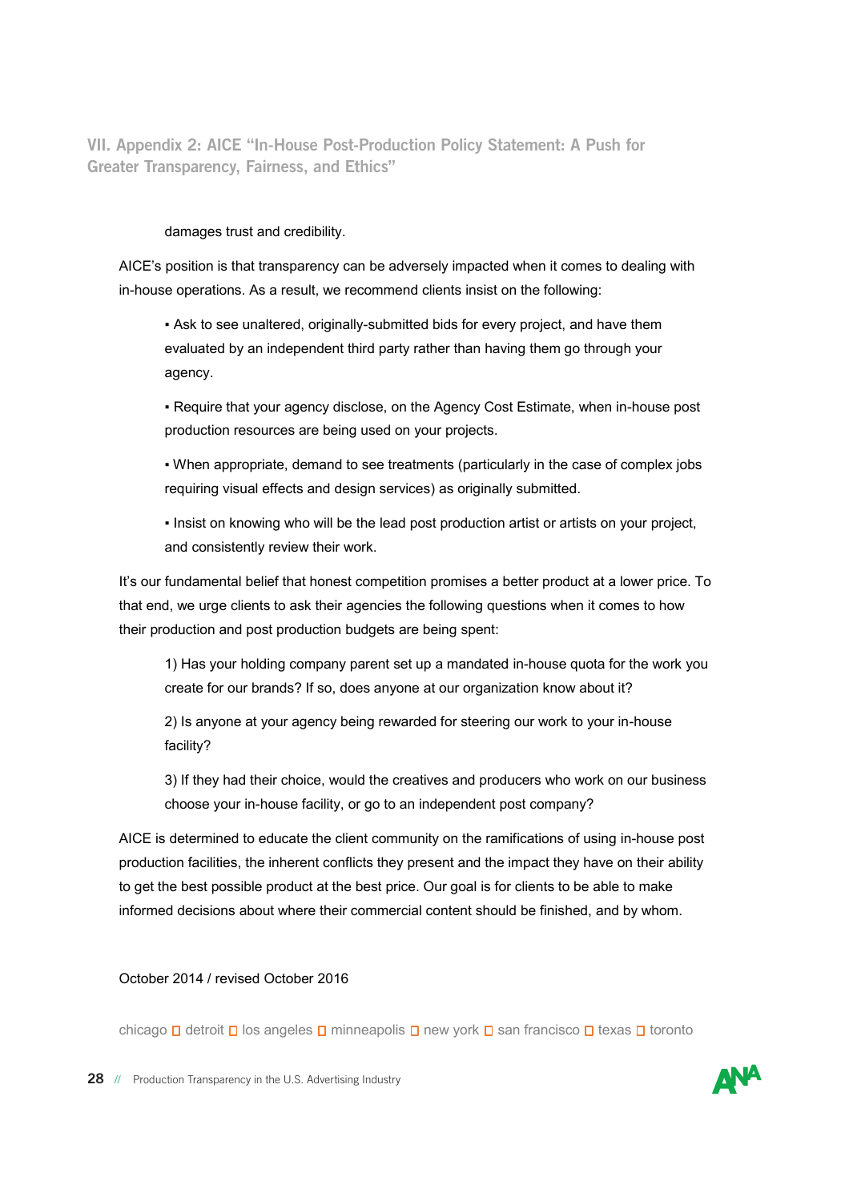damages trust and credibility.

AICE's position is that transparency can be adversely impacted when it comes to dealing with in-house operations. As a result, we recommend clients insist on the following:

- Ask to see unaltered, originally-submitted bids for every project, and have them evaluated by an independent third party rather than having them go through your agency.
- Require that your agency disclose, on the Agency Cost Estimate, when in-house post production resources are being used on your projects.
- When appropriate, demand to see treatments (particularly in the case of complex jobs requiring visual effects and design services) as originally submitted.
- Insist on knowing who will be the lead post production artist or artists on your project, and consistently review their work.

It's our fundamental belief that honest competition promises a better product at a lower price. To that end, we urge clients to ask their agencies the following questions when it comes to how their production and post production budgets are being spent:

1) Has your holding company parent set up a mandated in-house quota for the work you create for our brands? If so, does anyone at our organization know about it?

2) Is anyone at your agency being rewarded for steering our work to your in-house facility?

3) If they had their choice, would the creatives and producers who work on our business choose your in-house facility, or go to an independent post company?

AICE is determined to educate the client community on the ramifications of using in-house post production facilities, the inherent conflicts they present and the impact they have on their ability to get the best possible product at the best price. Our goal is for clients to be able to make informed decisions about where their commercial content should be finished, and by whom.

October 2014 / revised October 2016

chicago ▫ detroit ▫ los angeles ▫ minneapolis ▫ new york ▫ san francisco ▫ texas ▫ toronto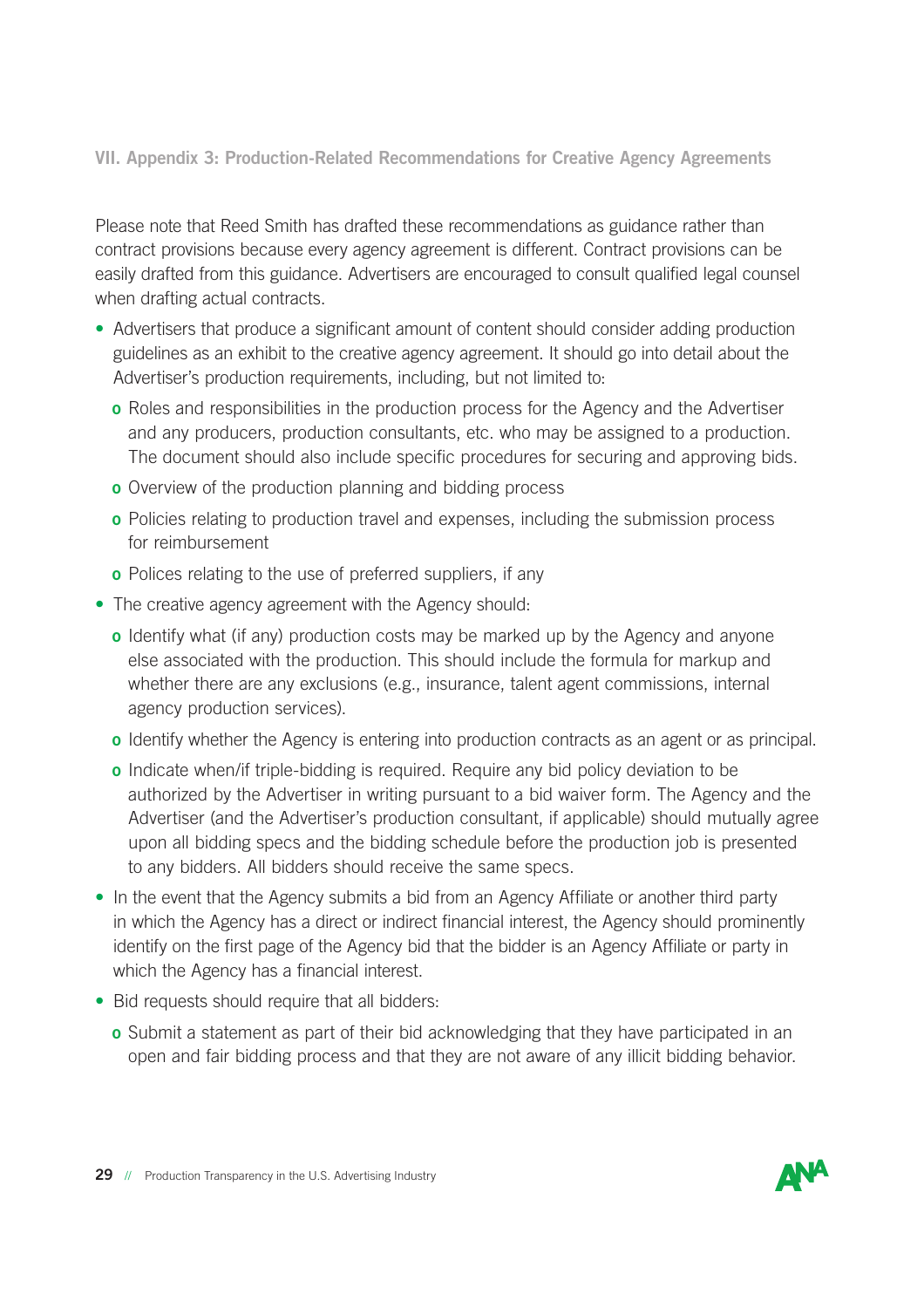## VII. Appendix 3: Production-Related Recommendations for Creative Agency Agreements

Please note that Reed Smith has drafted these recommendations as guidance rather than contract provisions because every agency agreement is different. Contract provisions can be easily drafted from this guidance. Advertisers are encouraged to consult qualified legal counsel when drafting actual contracts.

- Advertisers that produce a significant amount of content should consider adding production guidelines as an exhibit to the creative agency agreement. It should go into detail about the Advertiser's production requirements, including, but not limited to:
  - Roles and responsibilities in the production process for the Agency and the Advertiser and any producers, production consultants, etc. who may be assigned to a production. The document should also include specific procedures for securing and approving bids.
  - Overview of the production planning and bidding process
  - Policies relating to production travel and expenses, including the submission process for reimbursement
  - Polices relating to the use of preferred suppliers, if any
- The creative agency agreement with the Agency should:
  - Identify what (if any) production costs may be marked up by the Agency and anyone else associated with the production. This should include the formula for markup and whether there are any exclusions (e.g., insurance, talent agent commissions, internal agency production services).
  - Identify whether the Agency is entering into production contracts as an agent or as principal.
  - Indicate when/if triple-bidding is required. Require any bid policy deviation to be authorized by the Advertiser in writing pursuant to a bid waiver form. The Agency and the Advertiser (and the Advertiser's production consultant, if applicable) should mutually agree upon all bidding specs and the bidding schedule before the production job is presented to any bidders. All bidders should receive the same specs.
- In the event that the Agency submits a bid from an Agency Affiliate or another third party in which the Agency has a direct or indirect financial interest, the Agency should prominently identify on the first page of the Agency bid that the bidder is an Agency Affiliate or party in which the Agency has a financial interest.
- Bid requests should require that all bidders:
  - Submit a statement as part of their bid acknowledging that they have participated in an open and fair bidding process and that they are not aware of any illicit bidding behavior.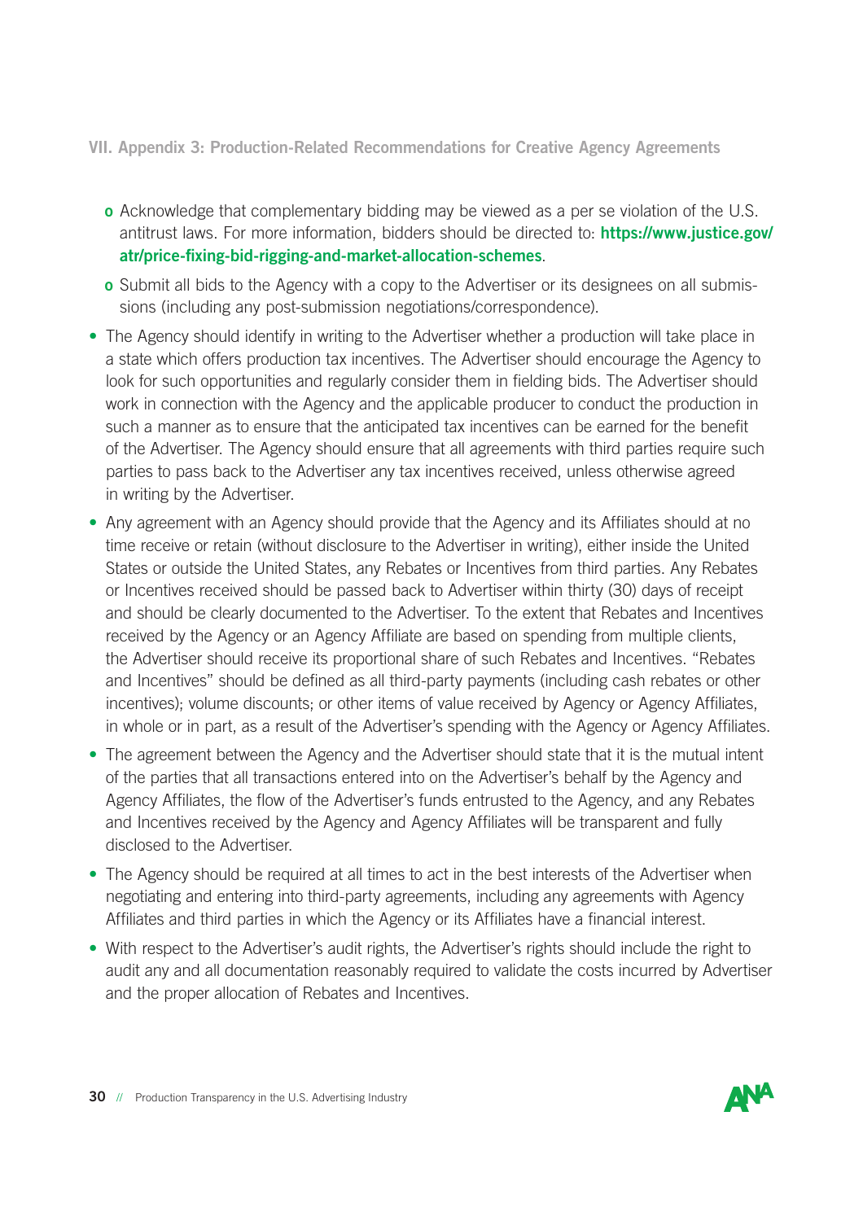## VII. Appendix 3: Production-Related Recommendations for Creative Agency Agreements

    - Acknowledge that complementary bidding may be viewed as a per se violation of the U.S. antitrust laws. For more information, bidders should be directed to: **https://www.justice.gov/atr/price-fixing-bid-rigging-and-market-allocation-schemes**.
    - Submit all bids to the Agency with a copy to the Advertiser or its designees on all submissions (including any post-submission negotiations/correspondence).

- The Agency should identify in writing to the Advertiser whether a production will take place in a state which offers production tax incentives. The Advertiser should encourage the Agency to look for such opportunities and regularly consider them in fielding bids. The Advertiser should work in connection with the Agency and the applicable producer to conduct the production in such a manner as to ensure that the anticipated tax incentives can be earned for the benefit of the Advertiser. The Agency should ensure that all agreements with third parties require such parties to pass back to the Advertiser any tax incentives received, unless otherwise agreed in writing by the Advertiser.
- Any agreement with an Agency should provide that the Agency and its Affiliates should at no time receive or retain (without disclosure to the Advertiser in writing), either inside the United States or outside the United States, any Rebates or Incentives from third parties. Any Rebates or Incentives received should be passed back to Advertiser within thirty (30) days of receipt and should be clearly documented to the Advertiser. To the extent that Rebates and Incentives received by the Agency or an Agency Affiliate are based on spending from multiple clients, the Advertiser should receive its proportional share of such Rebates and Incentives. "Rebates and Incentives" should be defined as all third-party payments (including cash rebates or other incentives); volume discounts; or other items of value received by Agency or Agency Affiliates, in whole or in part, as a result of the Advertiser's spending with the Agency or Agency Affiliates.
- The agreement between the Agency and the Advertiser should state that it is the mutual intent of the parties that all transactions entered into on the Advertiser's behalf by the Agency and Agency Affiliates, the flow of the Advertiser's funds entrusted to the Agency, and any Rebates and Incentives received by the Agency and Agency Affiliates will be transparent and fully disclosed to the Advertiser.
- The Agency should be required at all times to act in the best interests of the Advertiser when negotiating and entering into third-party agreements, including any agreements with Agency Affiliates and third parties in which the Agency or its Affiliates have a financial interest.
- With respect to the Advertiser's audit rights, the Advertiser's rights should include the right to audit any and all documentation reasonably required to validate the costs incurred by Advertiser and the proper allocation of Rebates and Incentives.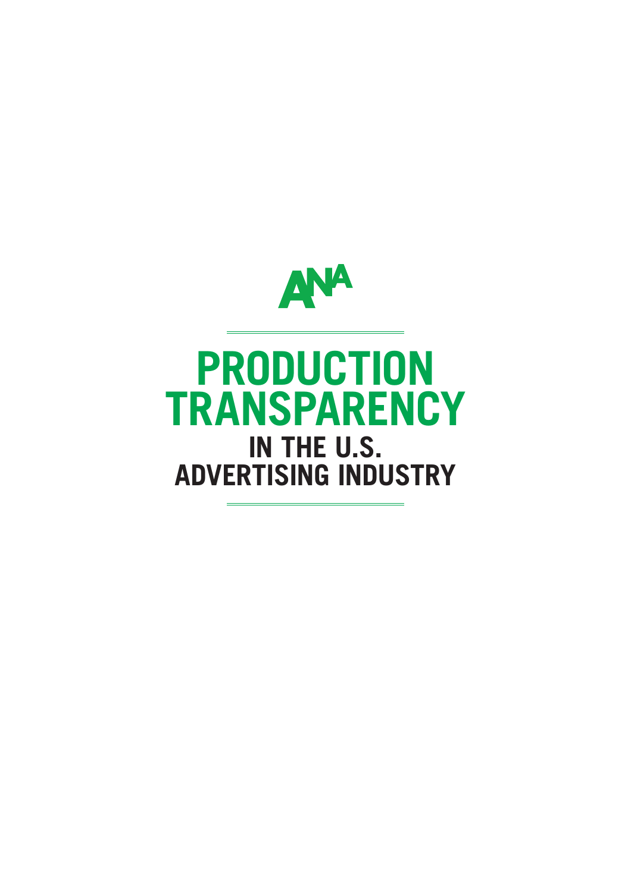ANA

# PRODUCTION TRANSPARENCY

## IN THE U.S. ADVERTISING INDUSTRY